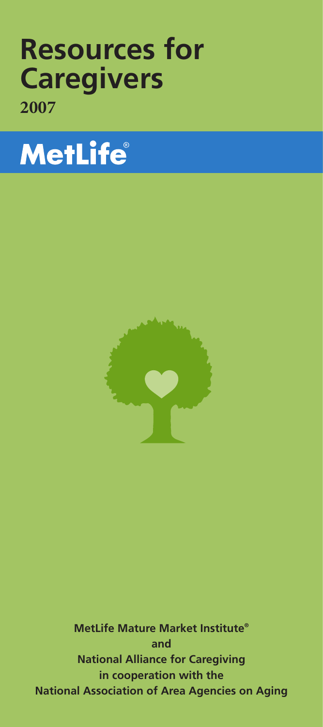# Resources for Caregivers

**2007**

MetLife®

**MetLife Mature Market Institute®**
**and**
**National Alliance for Caregiving**
**in cooperation with the**
**National Association of Area Agencies on Aging**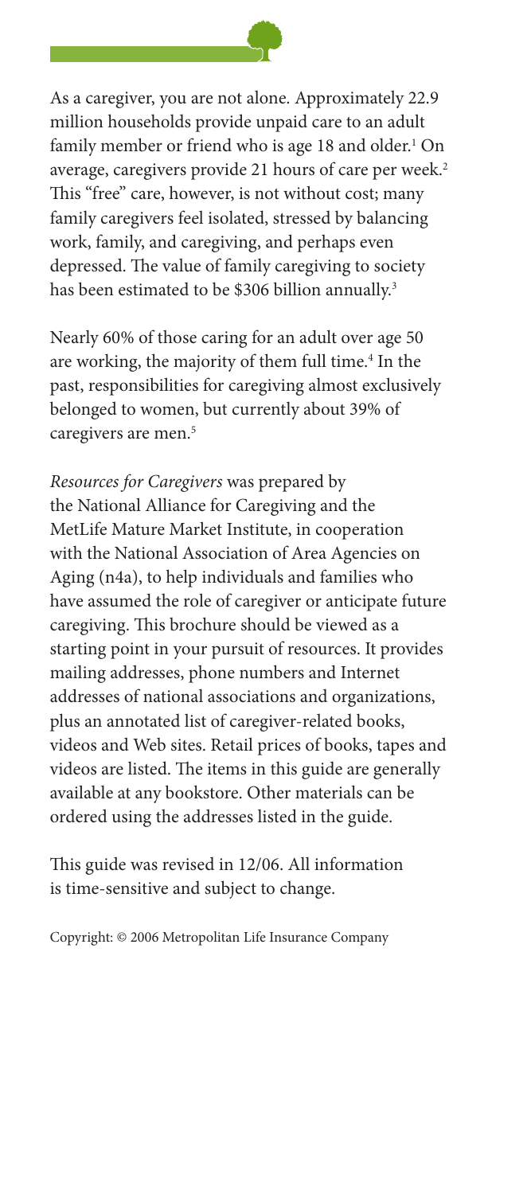As a caregiver, you are not alone. Approximately 22.9 million households provide unpaid care to an adult family member or friend who is age 18 and older.[1] On average, caregivers provide 21 hours of care per week.[2] This "free" care, however, is not without cost; many family caregivers feel isolated, stressed by balancing work, family, and caregiving, and perhaps even depressed. The value of family caregiving to society has been estimated to be $306 billion annually.[3]

Nearly 60% of those caring for an adult over age 50 are working, the majority of them full time.[4] In the past, responsibilities for caregiving almost exclusively belonged to women, but currently about 39% of caregivers are men.[5]

*Resources for Caregivers* was prepared by the National Alliance for Caregiving and the MetLife Mature Market Institute, in cooperation with the National Association of Area Agencies on Aging (n4a), to help individuals and families who have assumed the role of caregiver or anticipate future caregiving. This brochure should be viewed as a starting point in your pursuit of resources. It provides mailing addresses, phone numbers and Internet addresses of national associations and organizations, plus an annotated list of caregiver-related books, videos and Web sites. Retail prices of books, tapes and videos are listed. The items in this guide are generally available at any bookstore. Other materials can be ordered using the addresses listed in the guide.

This guide was revised in 12/06. All information is time-sensitive and subject to change.

Copyright: © 2006 Metropolitan Life Insurance Company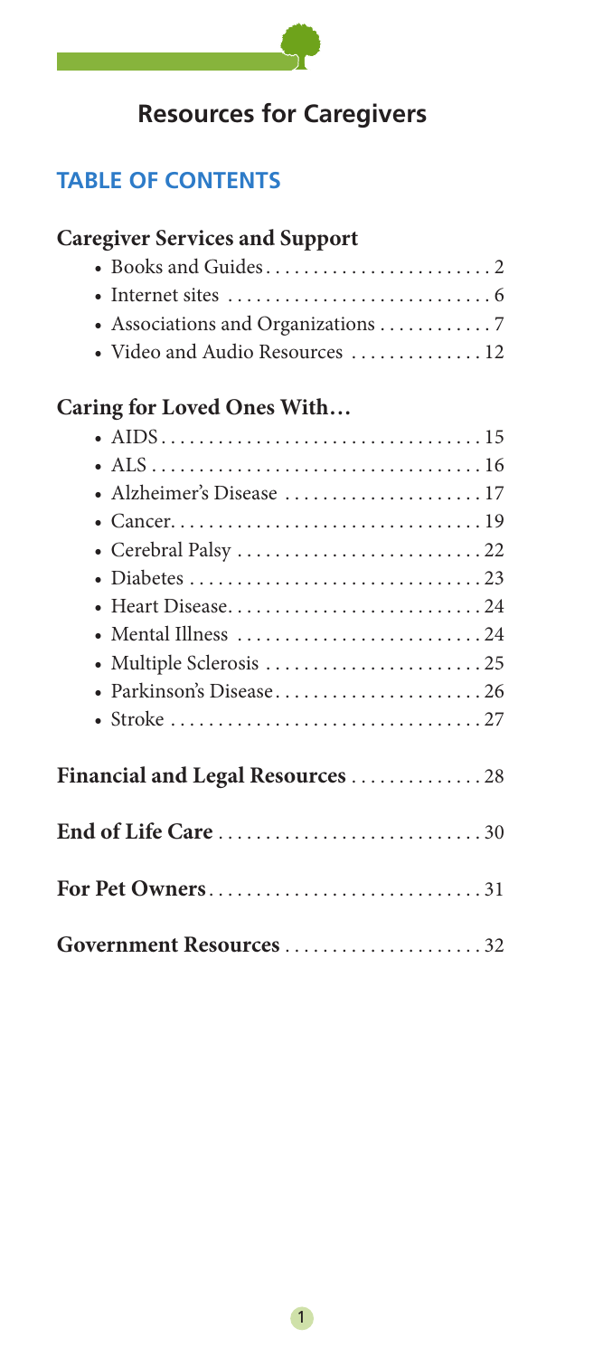# Resources for Caregivers

## TABLE OF CONTENTS

### Caregiver Services and Support

- Books and Guides . . . . . . . . . . . . . . . . . . . . . . . . 2
- Internet sites . . . . . . . . . . . . . . . . . . . . . . . . . . . . 6
- Associations and Organizations . . . . . . . . . . . . 7
- Video and Audio Resources . . . . . . . . . . . . . . 12

### Caring for Loved Ones With…

- AIDS . . . . . . . . . . . . . . . . . . . . . . . . . . . . . . . . . . 15
- ALS . . . . . . . . . . . . . . . . . . . . . . . . . . . . . . . . . . 16
- Alzheimer's Disease . . . . . . . . . . . . . . . . . . . . . 17
- Cancer . . . . . . . . . . . . . . . . . . . . . . . . . . . . . . . . 19
- Cerebral Palsy . . . . . . . . . . . . . . . . . . . . . . . . . . 22
- Diabetes . . . . . . . . . . . . . . . . . . . . . . . . . . . . . . . 23
- Heart Disease . . . . . . . . . . . . . . . . . . . . . . . . . . . 24
- Mental Illness . . . . . . . . . . . . . . . . . . . . . . . . . . 24
- Multiple Sclerosis . . . . . . . . . . . . . . . . . . . . . . . 25
- Parkinson's Disease . . . . . . . . . . . . . . . . . . . . . . 26
- Stroke . . . . . . . . . . . . . . . . . . . . . . . . . . . . . . . . . 27

### Financial and Legal Resources . . . . . . . . . . . . . . 28

### End of Life Care . . . . . . . . . . . . . . . . . . . . . . . . . . . . 30

### For Pet Owners . . . . . . . . . . . . . . . . . . . . . . . . . . . . . 31

### Government Resources . . . . . . . . . . . . . . . . . . . . . 32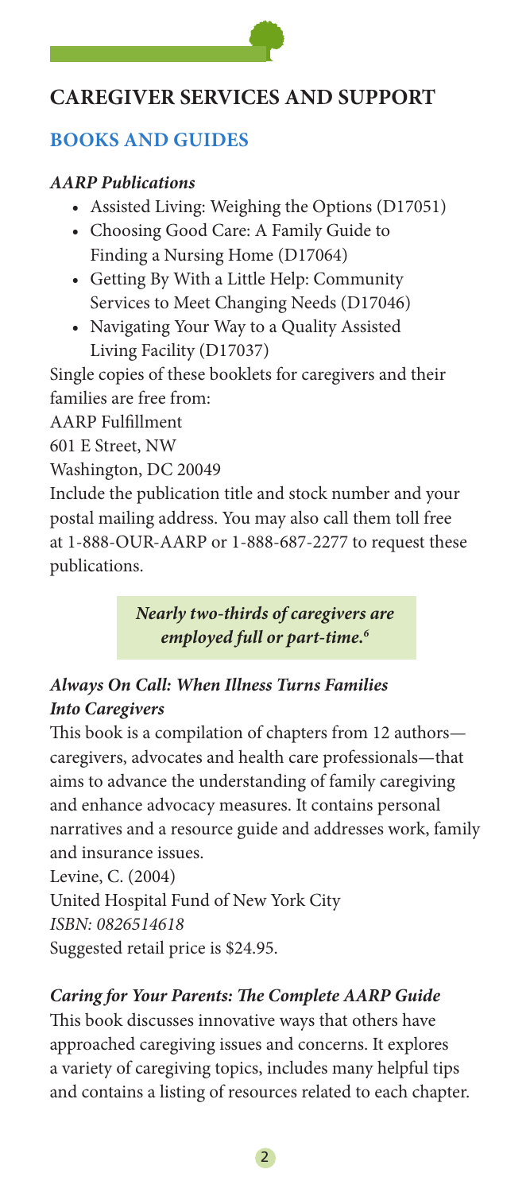## CAREGIVER SERVICES AND SUPPORT

### BOOKS AND GUIDES

#### *AARP Publications*

- Assisted Living: Weighing the Options (D17051)
- Choosing Good Care: A Family Guide to Finding a Nursing Home (D17064)
- Getting By With a Little Help: Community Services to Meet Changing Needs (D17046)
- Navigating Your Way to a Quality Assisted Living Facility (D17037)

Single copies of these booklets for caregivers and their families are free from:

AARP Fulfillment
601 E Street, NW
Washington, DC 20049

Include the publication title and stock number and your postal mailing address. You may also call them toll free at 1-888-OUR-AARP or 1-888-687-2277 to request these publications.

> ***Nearly two-thirds of caregivers are employed full or part-time.[6]***

#### *Always On Call: When Illness Turns Families Into Caregivers*

This book is a compilation of chapters from 12 authors—caregivers, advocates and health care professionals—that aims to advance the understanding of family caregiving and enhance advocacy measures. It contains personal narratives and a resource guide and addresses work, family and insurance issues.

Levine, C. (2004)
United Hospital Fund of New York City
*ISBN: 0826514618*
Suggested retail price is $24.95.

#### *Caring for Your Parents: The Complete AARP Guide*

This book discusses innovative ways that others have approached caregiving issues and concerns. It explores a variety of caregiving topics, includes many helpful tips and contains a listing of resources related to each chapter.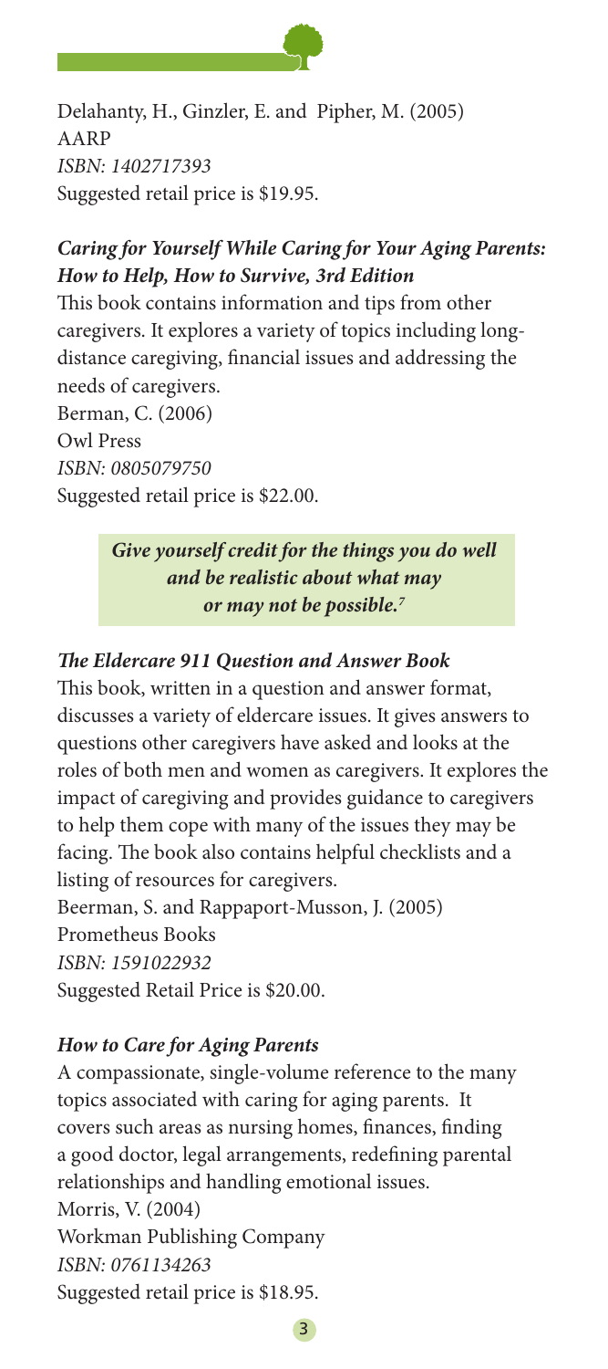Delahanty, H., Ginzler, E. and Pipher, M. (2005)
AARP
*ISBN: 1402717393*
Suggested retail price is $19.95.

### *Caring for Yourself While Caring for Your Aging Parents: How to Help, How to Survive, 3rd Edition*

This book contains information and tips from other caregivers. It explores a variety of topics including long-distance caregiving, financial issues and addressing the needs of caregivers.
Berman, C. (2006)
Owl Press
*ISBN: 0805079750*
Suggested retail price is $22.00.

> ***Give yourself credit for the things you do well and be realistic about what may or may not be possible.***[7]

### *The Eldercare 911 Question and Answer Book*

This book, written in a question and answer format, discusses a variety of eldercare issues. It gives answers to questions other caregivers have asked and looks at the roles of both men and women as caregivers. It explores the impact of caregiving and provides guidance to caregivers to help them cope with many of the issues they may be facing. The book also contains helpful checklists and a listing of resources for caregivers.
Beerman, S. and Rappaport-Musson, J. (2005)
Prometheus Books
*ISBN: 1591022932*
Suggested Retail Price is $20.00.

### *How to Care for Aging Parents*

A compassionate, single-volume reference to the many topics associated with caring for aging parents. It covers such areas as nursing homes, finances, finding a good doctor, legal arrangements, redefining parental relationships and handling emotional issues.
Morris, V. (2004)
Workman Publishing Company
*ISBN: 0761134263*
Suggested retail price is $18.95.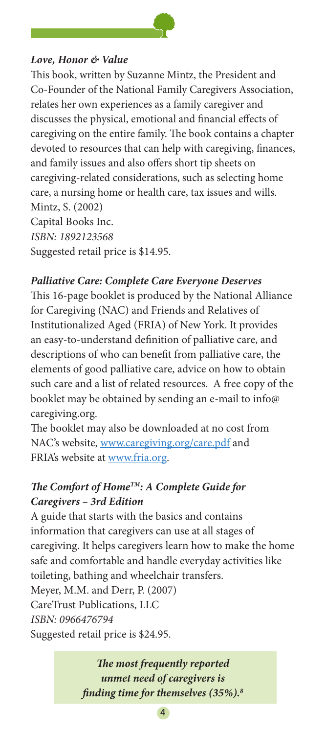***Love, Honor & Value***

This book, written by Suzanne Mintz, the President and Co-Founder of the National Family Caregivers Association, relates her own experiences as a family caregiver and discusses the physical, emotional and financial effects of caregiving on the entire family. The book contains a chapter devoted to resources that can help with caregiving, finances, and family issues and also offers short tip sheets on caregiving-related considerations, such as selecting home care, a nursing home or health care, tax issues and wills.
Mintz, S. (2002)
Capital Books Inc.
*ISBN: 1892123568*
Suggested retail price is $14.95.

***Palliative Care: Complete Care Everyone Deserves***

This 16-page booklet is produced by the National Alliance for Caregiving (NAC) and Friends and Relatives of Institutionalized Aged (FRIA) of New York. It provides an easy-to-understand definition of palliative care, and descriptions of who can benefit from palliative care, the elements of good palliative care, advice on how to obtain such care and a list of related resources. A free copy of the booklet may be obtained by sending an e-mail to info@caregiving.org.

The booklet may also be downloaded at no cost from NAC's website, www.caregiving.org/care.pdf and FRIA's website at www.fria.org.

***The Comfort of Home™: A Complete Guide for Caregivers – 3rd Edition***

A guide that starts with the basics and contains information that caregivers can use at all stages of caregiving. It helps caregivers learn how to make the home safe and comfortable and handle everyday activities like toileting, bathing and wheelchair transfers.
Meyer, M.M. and Derr, P. (2007)
CareTrust Publications, LLC
*ISBN: 0966476794*
Suggested retail price is $24.95.

***The most frequently reported unmet need of caregivers is finding time for themselves (35%).[8]***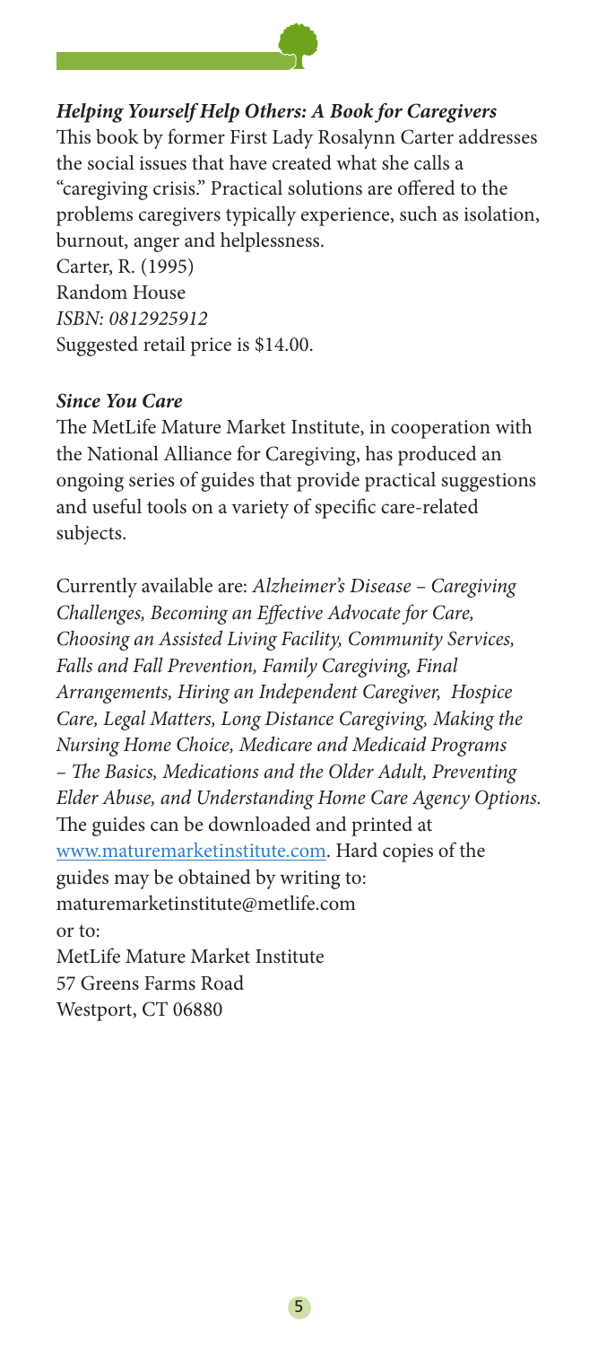### *Helping Yourself Help Others: A Book for Caregivers*

This book by former First Lady Rosalynn Carter addresses the social issues that have created what she calls a "caregiving crisis." Practical solutions are offered to the problems caregivers typically experience, such as isolation, burnout, anger and helplessness.
Carter, R. (1995)
Random House
*ISBN: 0812925912*
Suggested retail price is $14.00.

### *Since You Care*

The MetLife Mature Market Institute, in cooperation with the National Alliance for Caregiving, has produced an ongoing series of guides that provide practical suggestions and useful tools on a variety of specific care-related subjects.

Currently available are: *Alzheimer's Disease – Caregiving Challenges, Becoming an Effective Advocate for Care, Choosing an Assisted Living Facility, Community Services, Falls and Fall Prevention, Family Caregiving, Final Arrangements, Hiring an Independent Caregiver, Hospice Care, Legal Matters, Long Distance Caregiving, Making the Nursing Home Choice, Medicare and Medicaid Programs – The Basics, Medications and the Older Adult, Preventing Elder Abuse, and Understanding Home Care Agency Options.* The guides can be downloaded and printed at [www.maturemarketinstitute.com](http://www.maturemarketinstitute.com). Hard copies of the guides may be obtained by writing to:
maturemarketinstitute@metlife.com
or to:
MetLife Mature Market Institute
57 Greens Farms Road
Westport, CT 06880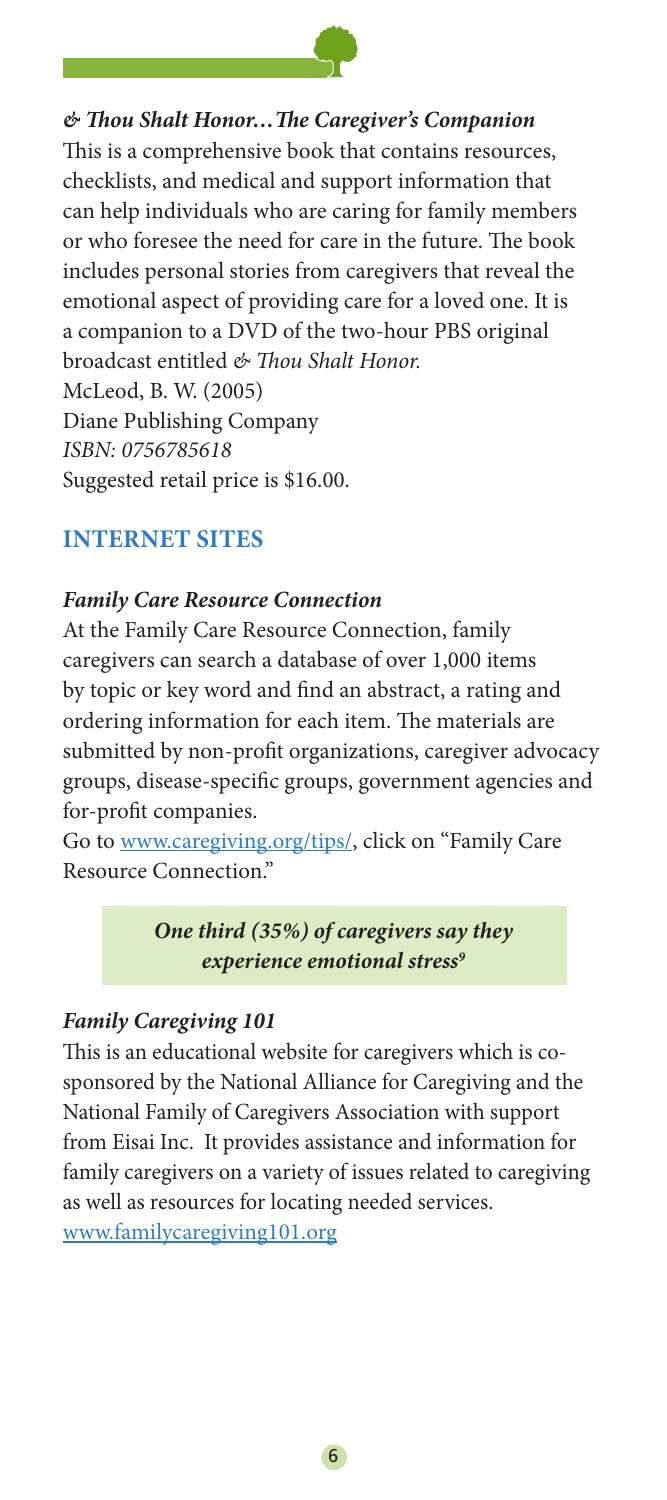***& Thou Shalt Honor…The Caregiver's Companion***

This is a comprehensive book that contains resources, checklists, and medical and support information that can help individuals who are caring for family members or who foresee the need for care in the future. The book includes personal stories from caregivers that reveal the emotional aspect of providing care for a loved one. It is a companion to a DVD of the two-hour PBS original broadcast entitled *& Thou Shalt Honor.*
McLeod, B. W. (2005)
Diane Publishing Company
*ISBN: 0756785618*
Suggested retail price is $16.00.

## INTERNET SITES

***Family Care Resource Connection***

At the Family Care Resource Connection, family caregivers can search a database of over 1,000 items by topic or key word and find an abstract, a rating and ordering information for each item. The materials are submitted by non-profit organizations, caregiver advocacy groups, disease-specific groups, government agencies and for-profit companies.

Go to www.caregiving.org/tips/, click on "Family Care Resource Connection."

> ***One third (35%) of caregivers say they experience emotional stress[9]***

***Family Caregiving 101***

This is an educational website for caregivers which is co-sponsored by the National Alliance for Caregiving and the National Family of Caregivers Association with support from Eisai Inc. It provides assistance and information for family caregivers on a variety of issues related to caregiving as well as resources for locating needed services.
www.familycaregiving101.org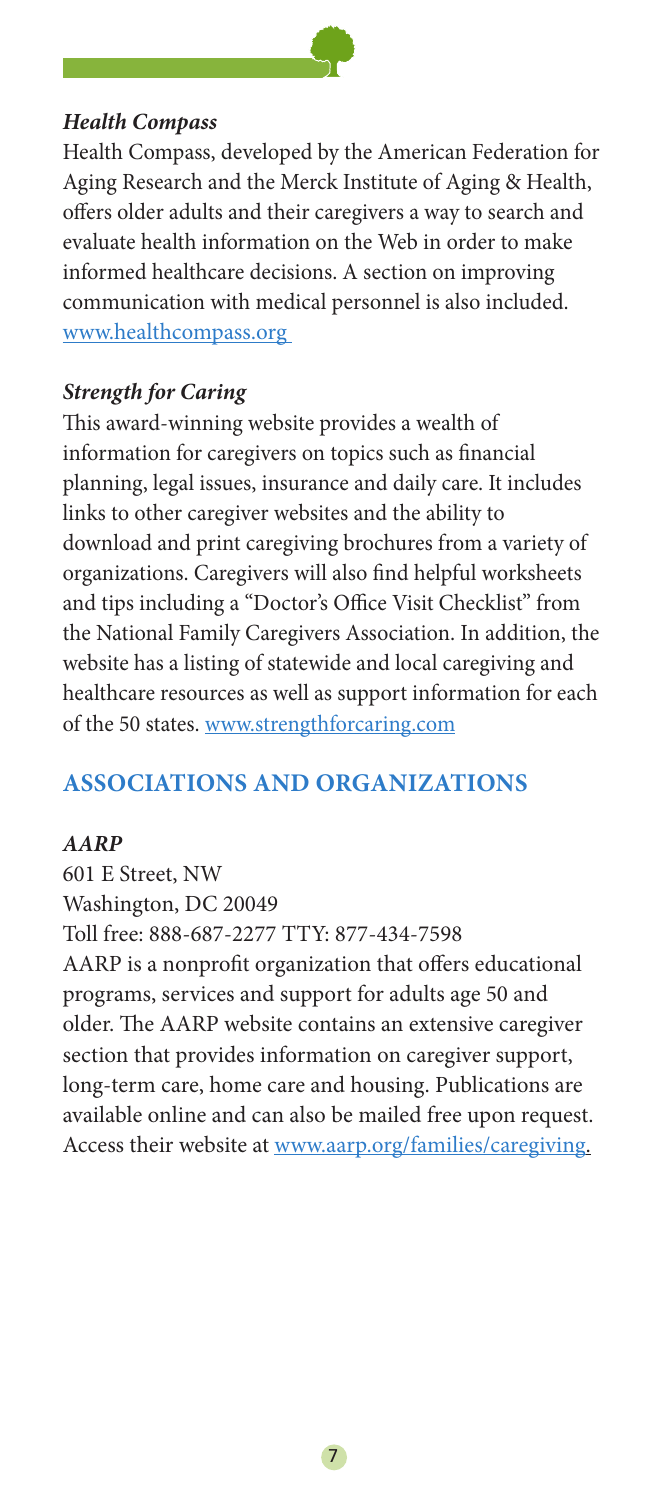### *Health Compass*

Health Compass, developed by the American Federation for Aging Research and the Merck Institute of Aging & Health, offers older adults and their caregivers a way to search and evaluate health information on the Web in order to make informed healthcare decisions. A section on improving communication with medical personnel is also included. www.healthcompass.org

### *Strength for Caring*

This award-winning website provides a wealth of information for caregivers on topics such as financial planning, legal issues, insurance and daily care. It includes links to other caregiver websites and the ability to download and print caregiving brochures from a variety of organizations. Caregivers will also find helpful worksheets and tips including a "Doctor's Office Visit Checklist" from the National Family Caregivers Association. In addition, the website has a listing of statewide and local caregiving and healthcare resources as well as support information for each of the 50 states. www.strengthforcaring.com

## ASSOCIATIONS AND ORGANIZATIONS

### *AARP*

601 E Street, NW
Washington, DC 20049
Toll free: 888-687-2277 TTY: 877-434-7598

AARP is a nonprofit organization that offers educational programs, services and support for adults age 50 and older. The AARP website contains an extensive caregiver section that provides information on caregiver support, long-term care, home care and housing. Publications are available online and can also be mailed free upon request. Access their website at www.aarp.org/families/caregiving.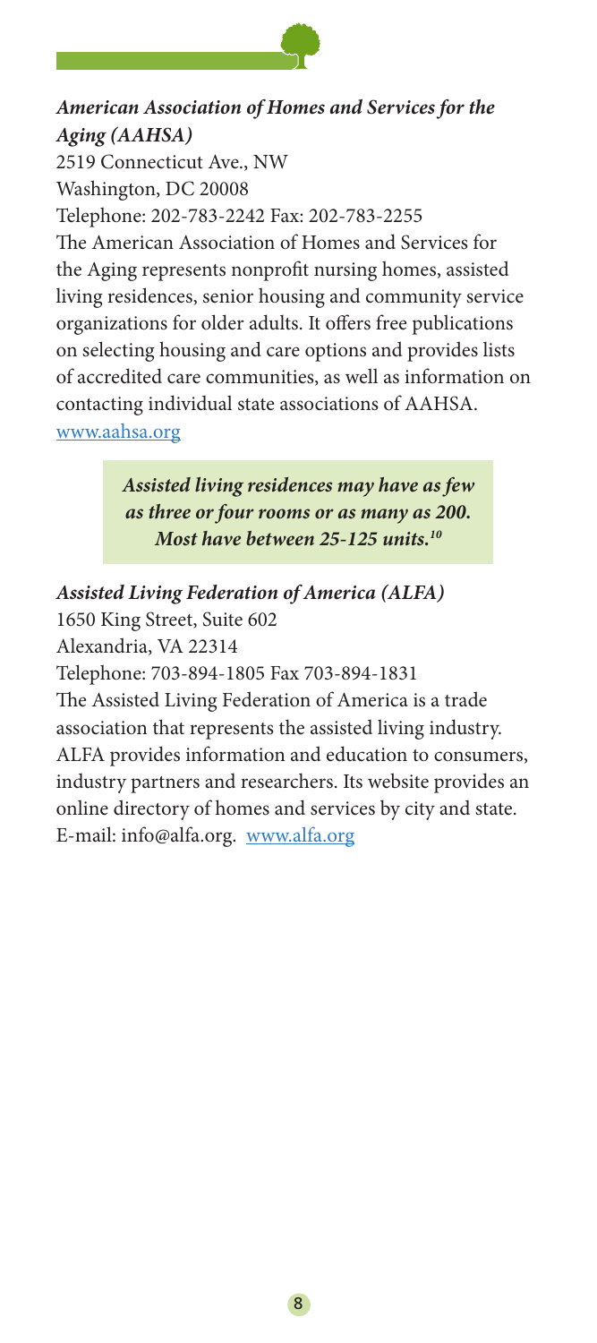***American Association of Homes and Services for the Aging (AAHSA)***

2519 Connecticut Ave., NW
Washington, DC 20008
Telephone: 202-783-2242 Fax: 202-783-2255

The American Association of Homes and Services for the Aging represents nonprofit nursing homes, assisted living residences, senior housing and community service organizations for older adults. It offers free publications on selecting housing and care options and provides lists of accredited care communities, as well as information on contacting individual state associations of AAHSA.
www.aahsa.org

> ***Assisted living residences may have as few as three or four rooms or as many as 200. Most have between 25-125 units.[10]***

***Assisted Living Federation of America (ALFA)***

1650 King Street, Suite 602
Alexandria, VA 22314
Telephone: 703-894-1805 Fax 703-894-1831

The Assisted Living Federation of America is a trade association that represents the assisted living industry. ALFA provides information and education to consumers, industry partners and researchers. Its website provides an online directory of homes and services by city and state.
E-mail: info@alfa.org. www.alfa.org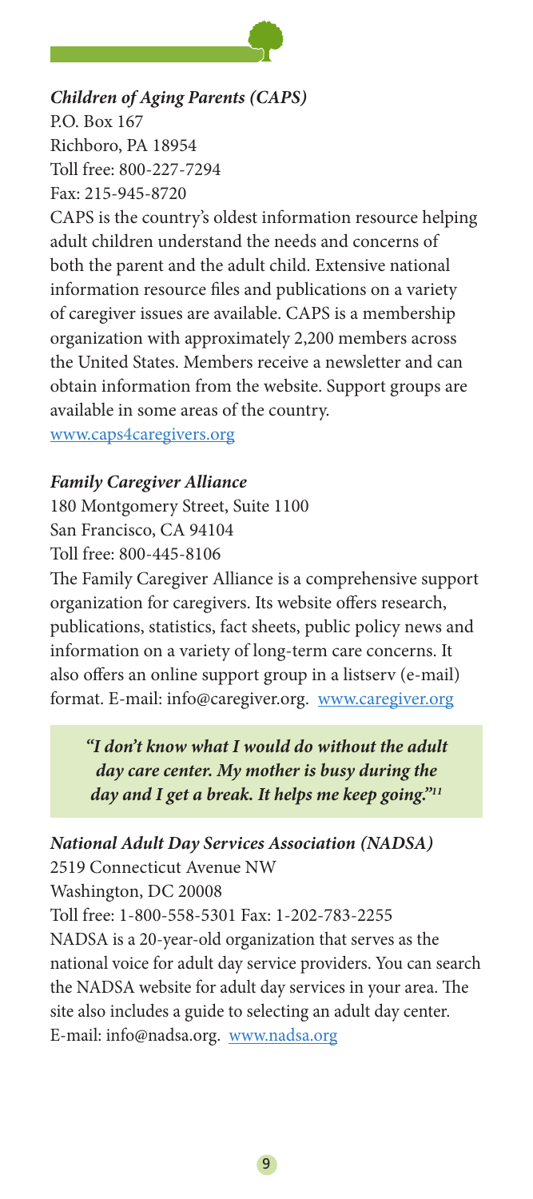***Children of Aging Parents (CAPS)***
P.O. Box 167
Richboro, PA 18954
Toll free: 800-227-7294
Fax: 215-945-8720

CAPS is the country's oldest information resource helping adult children understand the needs and concerns of both the parent and the adult child. Extensive national information resource files and publications on a variety of caregiver issues are available. CAPS is a membership organization with approximately 2,200 members across the United States. Members receive a newsletter and can obtain information from the website. Support groups are available in some areas of the country.
www.caps4caregivers.org

***Family Caregiver Alliance***
180 Montgomery Street, Suite 1100
San Francisco, CA 94104
Toll free: 800-445-8106

The Family Caregiver Alliance is a comprehensive support organization for caregivers. Its website offers research, publications, statistics, fact sheets, public policy news and information on a variety of long-term care concerns. It also offers an online support group in a listserv (e-mail) format. E-mail: info@caregiver.org. www.caregiver.org

> ***"I don't know what I would do without the adult day care center. My mother is busy during the day and I get a break. It helps me keep going."***[11]

***National Adult Day Services Association (NADSA)***
2519 Connecticut Avenue NW
Washington, DC 20008
Toll free: 1-800-558-5301 Fax: 1-202-783-2255

NADSA is a 20-year-old organization that serves as the national voice for adult day service providers. You can search the NADSA website for adult day services in your area. The site also includes a guide to selecting an adult day center. E-mail: info@nadsa.org. www.nadsa.org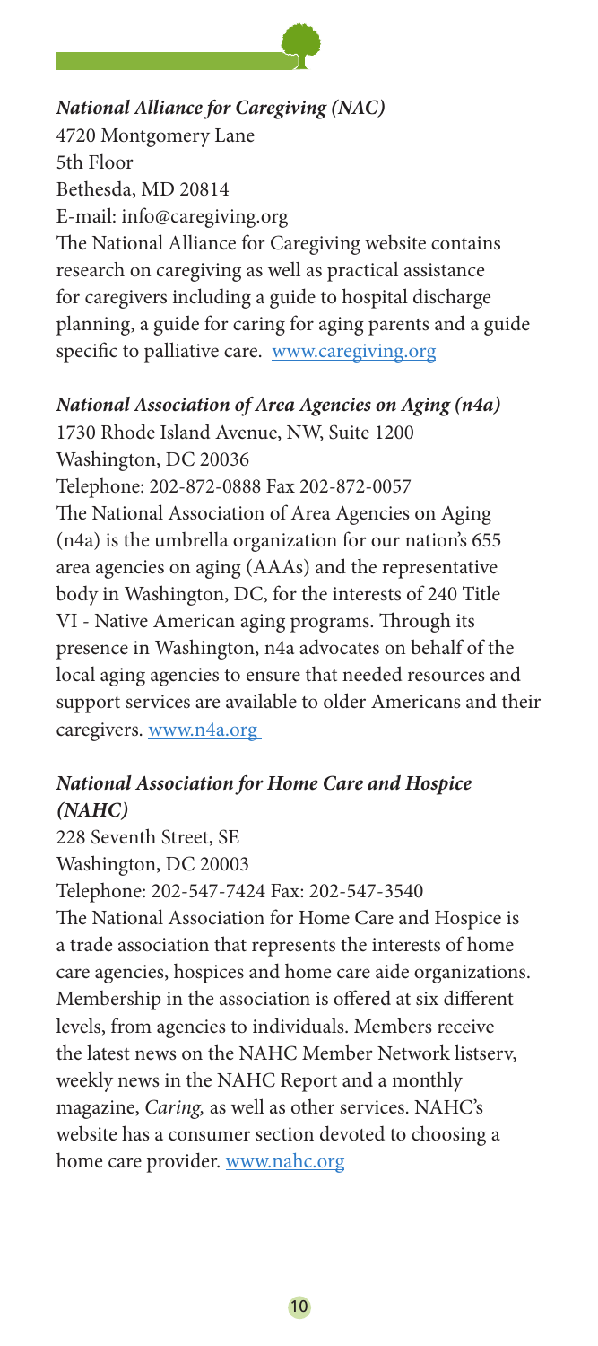***National Alliance for Caregiving (NAC)***
4720 Montgomery Lane
5th Floor
Bethesda, MD 20814
E-mail: info@caregiving.org
The National Alliance for Caregiving website contains research on caregiving as well as practical assistance for caregivers including a guide to hospital discharge planning, a guide for caring for aging parents and a guide specific to palliative care. www.caregiving.org

***National Association of Area Agencies on Aging (n4a)***
1730 Rhode Island Avenue, NW, Suite 1200
Washington, DC 20036
Telephone: 202-872-0888 Fax 202-872-0057
The National Association of Area Agencies on Aging (n4a) is the umbrella organization for our nation's 655 area agencies on aging (AAAs) and the representative body in Washington, DC, for the interests of 240 Title VI - Native American aging programs. Through its presence in Washington, n4a advocates on behalf of the local aging agencies to ensure that needed resources and support services are available to older Americans and their caregivers. www.n4a.org

***National Association for Home Care and Hospice (NAHC)***
228 Seventh Street, SE
Washington, DC 20003
Telephone: 202-547-7424 Fax: 202-547-3540
The National Association for Home Care and Hospice is a trade association that represents the interests of home care agencies, hospices and home care aide organizations. Membership in the association is offered at six different levels, from agencies to individuals. Members receive the latest news on the NAHC Member Network listserv, weekly news in the NAHC Report and a monthly magazine, *Caring,* as well as other services. NAHC's website has a consumer section devoted to choosing a home care provider. www.nahc.org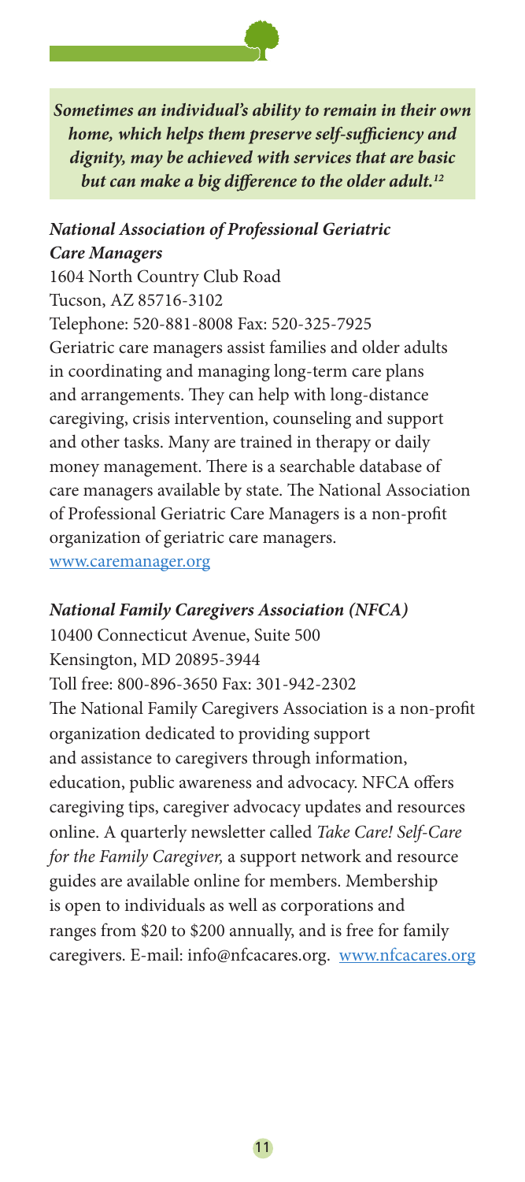***Sometimes an individual's ability to remain in their own home, which helps them preserve self-sufficiency and dignity, may be achieved with services that are basic but can make a big difference to the older adult.[12]***

***National Association of Professional Geriatric Care Managers***

1604 North Country Club Road
Tucson, AZ 85716-3102
Telephone: 520-881-8008 Fax: 520-325-7925

Geriatric care managers assist families and older adults in coordinating and managing long-term care plans and arrangements. They can help with long-distance caregiving, crisis intervention, counseling and support and other tasks. Many are trained in therapy or daily money management. There is a searchable database of care managers available by state. The National Association of Professional Geriatric Care Managers is a non-profit organization of geriatric care managers.
www.caremanager.org

***National Family Caregivers Association (NFCA)***

10400 Connecticut Avenue, Suite 500
Kensington, MD 20895-3944
Toll free: 800-896-3650 Fax: 301-942-2302

The National Family Caregivers Association is a non-profit organization dedicated to providing support and assistance to caregivers through information, education, public awareness and advocacy. NFCA offers caregiving tips, caregiver advocacy updates and resources online. A quarterly newsletter called *Take Care! Self-Care for the Family Caregiver,* a support network and resource guides are available online for members. Membership is open to individuals as well as corporations and ranges from $20 to $200 annually, and is free for family caregivers. E-mail: info@nfcacares.org. www.nfcacares.org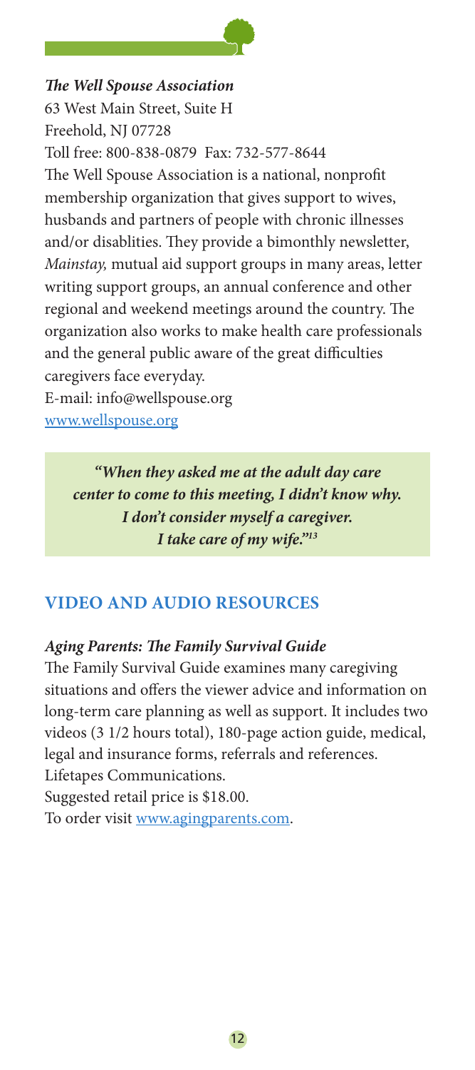***The Well Spouse Association***
63 West Main Street, Suite H
Freehold, NJ 07728
Toll free: 800-838-0879 Fax: 732-577-8644
The Well Spouse Association is a national, nonprofit membership organization that gives support to wives, husbands and partners of people with chronic illnesses and/or disablities. They provide a bimonthly newsletter, *Mainstay,* mutual aid support groups in many areas, letter writing support groups, an annual conference and other regional and weekend meetings around the country. The organization also works to make health care professionals and the general public aware of the great difficulties caregivers face everyday.
E-mail: info@wellspouse.org
www.wellspouse.org

> ***"When they asked me at the adult day care center to come to this meeting, I didn't know why. I don't consider myself a caregiver. I take care of my wife."***[13]

## VIDEO AND AUDIO RESOURCES

***Aging Parents: The Family Survival Guide***
The Family Survival Guide examines many caregiving situations and offers the viewer advice and information on long-term care planning as well as support. It includes two videos (3 1/2 hours total), 180-page action guide, medical, legal and insurance forms, referrals and references.
Lifetapes Communications.
Suggested retail price is $18.00.
To order visit www.agingparents.com.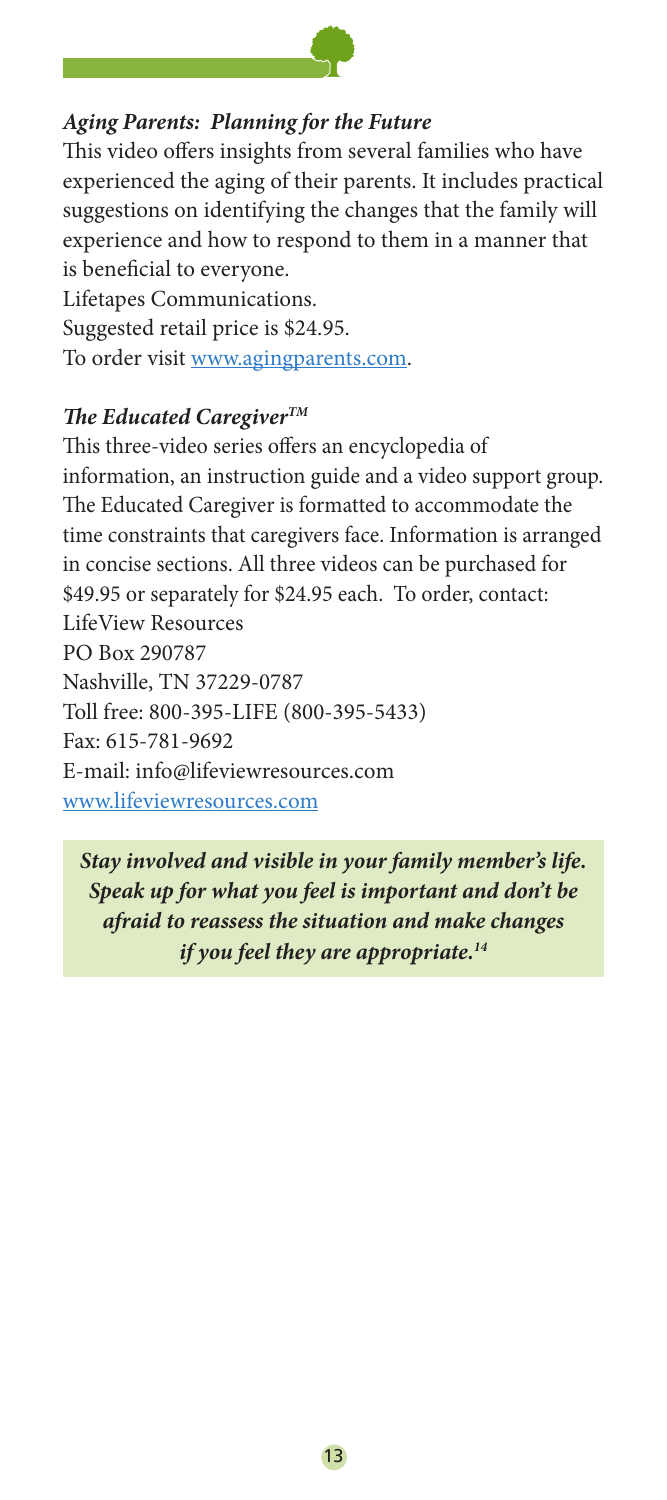***Aging Parents: Planning for the Future***

This video offers insights from several families who have experienced the aging of their parents. It includes practical suggestions on identifying the changes that the family will experience and how to respond to them in a manner that is beneficial to everyone.
Lifetapes Communications.
Suggested retail price is $24.95.
To order visit [www.agingparents.com](www.agingparents.com).

***The Educated Caregiver™***

This three-video series offers an encyclopedia of information, an instruction guide and a video support group. The Educated Caregiver is formatted to accommodate the time constraints that caregivers face. Information is arranged in concise sections. All three videos can be purchased for $49.95 or separately for $24.95 each. To order, contact:
LifeView Resources
PO Box 290787
Nashville, TN 37229-0787
Toll free: 800-395-LIFE (800-395-5433)
Fax: 615-781-9692
E-mail: info@lifeviewresources.com
[www.lifeviewresources.com](www.lifeviewresources.com)

***Stay involved and visible in your family member's life. Speak up for what you feel is important and don't be afraid to reassess the situation and make changes if you feel they are appropriate.***[14]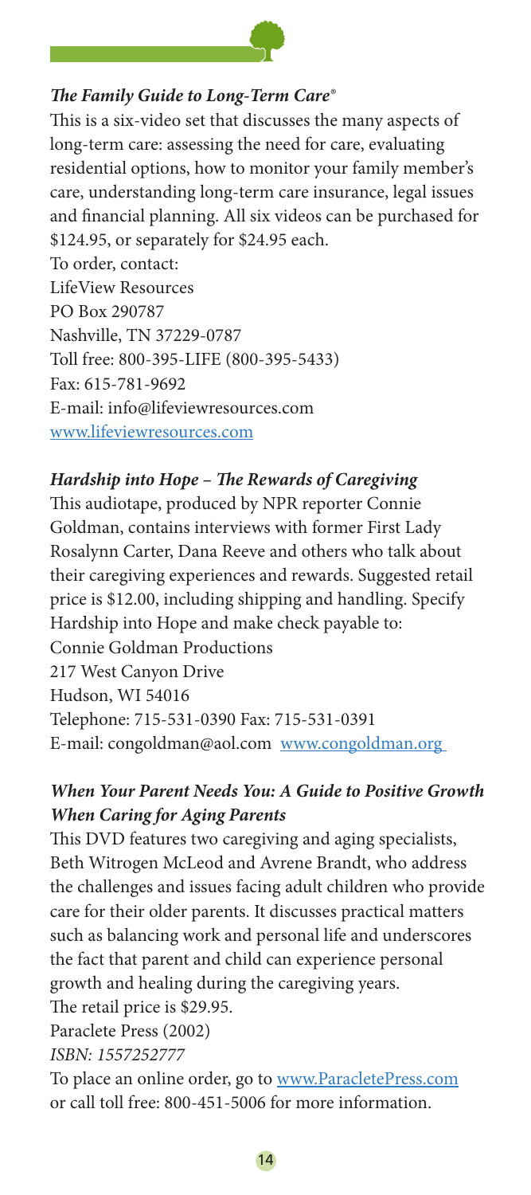### ***The Family Guide to Long-Term Care®***

This is a six-video set that discusses the many aspects of long-term care: assessing the need for care, evaluating residential options, how to monitor your family member's care, understanding long-term care insurance, legal issues and financial planning. All six videos can be purchased for $124.95, or separately for $24.95 each.

To order, contact:
LifeView Resources
PO Box 290787
Nashville, TN 37229-0787
Toll free: 800-395-LIFE (800-395-5433)
Fax: 615-781-9692
E-mail: info@lifeviewresources.com
www.lifeviewresources.com

### ***Hardship into Hope – The Rewards of Caregiving***

This audiotape, produced by NPR reporter Connie Goldman, contains interviews with former First Lady Rosalynn Carter, Dana Reeve and others who talk about their caregiving experiences and rewards. Suggested retail price is $12.00, including shipping and handling. Specify Hardship into Hope and make check payable to:
Connie Goldman Productions
217 West Canyon Drive
Hudson, WI 54016
Telephone: 715-531-0390 Fax: 715-531-0391
E-mail: congoldman@aol.com www.congoldman.org

### ***When Your Parent Needs You: A Guide to Positive Growth When Caring for Aging Parents***

This DVD features two caregiving and aging specialists, Beth Witrogen McLeod and Avrene Brandt, who address the challenges and issues facing adult children who provide care for their older parents. It discusses practical matters such as balancing work and personal life and underscores the fact that parent and child can experience personal growth and healing during the caregiving years.

The retail price is $29.95.
Paraclete Press (2002)
*ISBN: 1557252777*
To place an online order, go to www.ParacletePress.com or call toll free: 800-451-5006 for more information.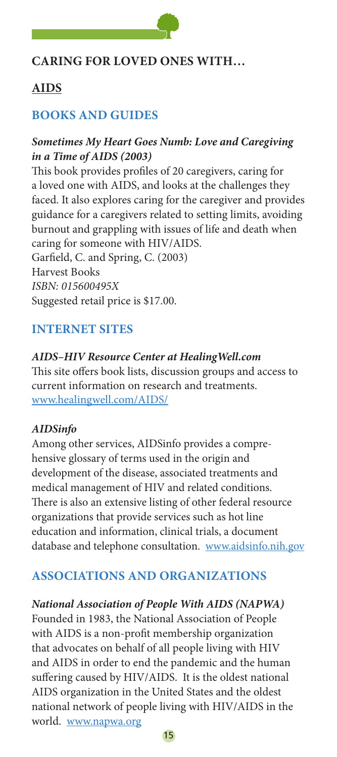## CARING FOR LOVED ONES WITH…

## AIDS

### BOOKS AND GUIDES

***Sometimes My Heart Goes Numb: Love and Caregiving in a Time of AIDS (2003)***

This book provides profiles of 20 caregivers, caring for a loved one with AIDS, and looks at the challenges they faced. It also explores caring for the caregiver and provides guidance for a caregivers related to setting limits, avoiding burnout and grappling with issues of life and death when caring for someone with HIV/AIDS.
Garfield, C. and Spring, C. (2003)
Harvest Books
*ISBN: 015600495X*
Suggested retail price is $17.00.

### INTERNET SITES

***AIDS–HIV Resource Center at HealingWell.com***

This site offers book lists, discussion groups and access to current information on research and treatments.
www.healingwell.com/AIDS/

***AIDSinfo***

Among other services, AIDSinfo provides a comprehensive glossary of terms used in the origin and development of the disease, associated treatments and medical management of HIV and related conditions. There is also an extensive listing of other federal resource organizations that provide services such as hot line education and information, clinical trials, a document database and telephone consultation. www.aidsinfo.nih.gov

### ASSOCIATIONS AND ORGANIZATIONS

***National Association of People With AIDS (NAPWA)***

Founded in 1983, the National Association of People with AIDS is a non-profit membership organization that advocates on behalf of all people living with HIV and AIDS in order to end the pandemic and the human suffering caused by HIV/AIDS. It is the oldest national AIDS organization in the United States and the oldest national network of people living with HIV/AIDS in the world. www.napwa.org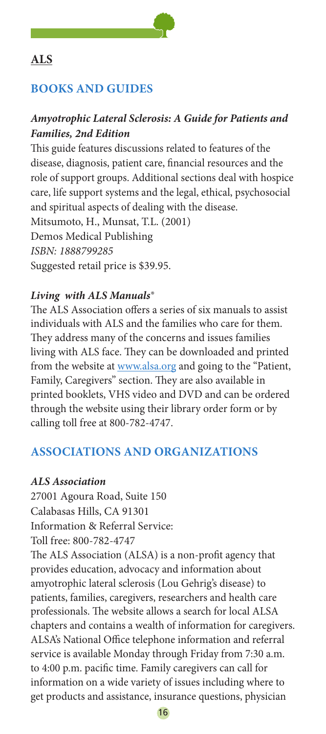## ALS

### BOOKS AND GUIDES

#### *Amyotrophic Lateral Sclerosis: A Guide for Patients and Families, 2nd Edition*

This guide features discussions related to features of the disease, diagnosis, patient care, financial resources and the role of support groups. Additional sections deal with hospice care, life support systems and the legal, ethical, psychosocial and spiritual aspects of dealing with the disease.
Mitsumoto, H., Munsat, T.L. (2001)
Demos Medical Publishing
*ISBN: 1888799285*
Suggested retail price is $39.95.

#### *Living with ALS Manuals®*

The ALS Association offers a series of six manuals to assist individuals with ALS and the families who care for them. They address many of the concerns and issues families living with ALS face. They can be downloaded and printed from the website at www.alsa.org and going to the "Patient, Family, Caregivers" section. They are also available in printed booklets, VHS video and DVD and can be ordered through the website using their library order form or by calling toll free at 800-782-4747.

### ASSOCIATIONS AND ORGANIZATIONS

#### *ALS Association*

27001 Agoura Road, Suite 150
Calabasas Hills, CA 91301
Information & Referral Service:
Toll free: 800-782-4747

The ALS Association (ALSA) is a non-profit agency that provides education, advocacy and information about amyotrophic lateral sclerosis (Lou Gehrig's disease) to patients, families, caregivers, researchers and health care professionals. The website allows a search for local ALSA chapters and contains a wealth of information for caregivers. ALSA's National Office telephone information and referral service is available Monday through Friday from 7:30 a.m. to 4:00 p.m. pacific time. Family caregivers can call for information on a wide variety of issues including where to get products and assistance, insurance questions, physician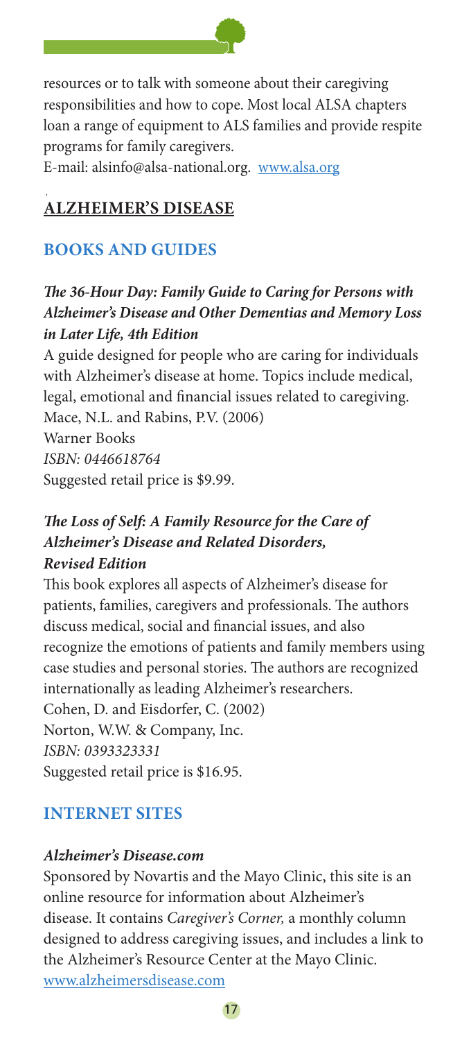resources or to talk with someone about their caregiving responsibilities and how to cope. Most local ALSA chapters loan a range of equipment to ALS families and provide respite programs for family caregivers.
E-mail: alsinfo@alsa-national.org. www.alsa.org

## ALZHEIMER'S DISEASE

### BOOKS AND GUIDES

#### *The 36-Hour Day: Family Guide to Caring for Persons with Alzheimer's Disease and Other Dementias and Memory Loss in Later Life, 4th Edition*

A guide designed for people who are caring for individuals with Alzheimer's disease at home. Topics include medical, legal, emotional and financial issues related to caregiving.
Mace, N.L. and Rabins, P.V. (2006)
Warner Books
*ISBN: 0446618764*
Suggested retail price is $9.99.

#### *The Loss of Self: A Family Resource for the Care of Alzheimer's Disease and Related Disorders, Revised Edition*

This book explores all aspects of Alzheimer's disease for patients, families, caregivers and professionals. The authors discuss medical, social and financial issues, and also recognize the emotions of patients and family members using case studies and personal stories. The authors are recognized internationally as leading Alzheimer's researchers.
Cohen, D. and Eisdorfer, C. (2002)
Norton, W.W. & Company, Inc.
*ISBN: 0393323331*
Suggested retail price is $16.95.

### INTERNET SITES

#### *Alzheimer's Disease.com*

Sponsored by Novartis and the Mayo Clinic, this site is an online resource for information about Alzheimer's disease. It contains *Caregiver's Corner,* a monthly column designed to address caregiving issues, and includes a link to the Alzheimer's Resource Center at the Mayo Clinic.
www.alzheimersdisease.com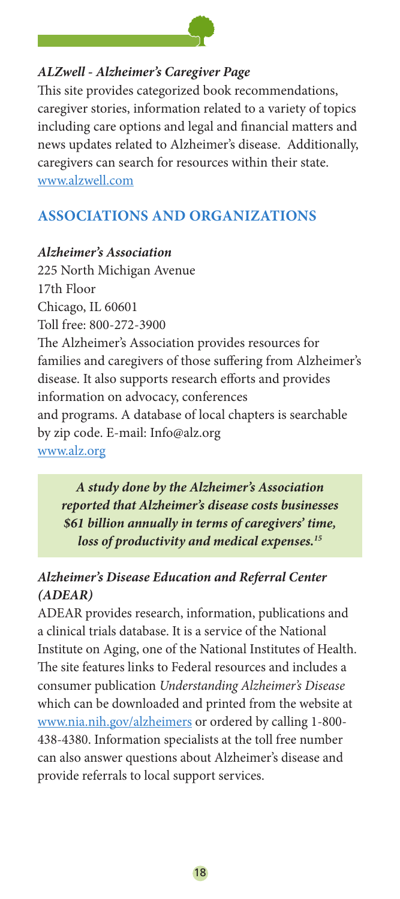***ALZwell - Alzheimer's Caregiver Page***

This site provides categorized book recommendations, caregiver stories, information related to a variety of topics including care options and legal and financial matters and news updates related to Alzheimer's disease. Additionally, caregivers can search for resources within their state.
www.alzwell.com

## ASSOCIATIONS AND ORGANIZATIONS

***Alzheimer's Association***

225 North Michigan Avenue
17th Floor
Chicago, IL 60601
Toll free: 800-272-3900

The Alzheimer's Association provides resources for families and caregivers of those suffering from Alzheimer's disease. It also supports research efforts and provides information on advocacy, conferences and programs. A database of local chapters is searchable by zip code. E-mail: Info@alz.org
www.alz.org

> ***A study done by the Alzheimer's Association reported that Alzheimer's disease costs businesses $61 billion annually in terms of caregivers' time, loss of productivity and medical expenses.[15]***

***Alzheimer's Disease Education and Referral Center (ADEAR)***

ADEAR provides research, information, publications and a clinical trials database. It is a service of the National Institute on Aging, one of the National Institutes of Health. The site features links to Federal resources and includes a consumer publication *Understanding Alzheimer's Disease* which can be downloaded and printed from the website at www.nia.nih.gov/alzheimers or ordered by calling 1-800-438-4380. Information specialists at the toll free number can also answer questions about Alzheimer's disease and provide referrals to local support services.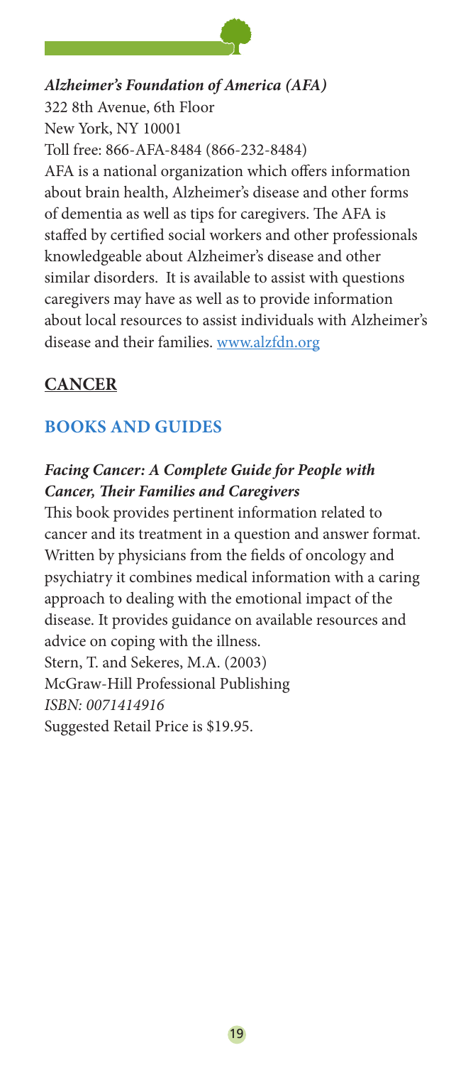***Alzheimer's Foundation of America (AFA)***
322 8th Avenue, 6th Floor
New York, NY 10001
Toll free: 866-AFA-8484 (866-232-8484)
AFA is a national organization which offers information about brain health, Alzheimer's disease and other forms of dementia as well as tips for caregivers. The AFA is staffed by certified social workers and other professionals knowledgeable about Alzheimer's disease and other similar disorders. It is available to assist with questions caregivers may have as well as to provide information about local resources to assist individuals with Alzheimer's disease and their families. www.alzfdn.org

## CANCER

### BOOKS AND GUIDES

***Facing Cancer: A Complete Guide for People with Cancer, Their Families and Caregivers***
This book provides pertinent information related to cancer and its treatment in a question and answer format. Written by physicians from the fields of oncology and psychiatry it combines medical information with a caring approach to dealing with the emotional impact of the disease. It provides guidance on available resources and advice on coping with the illness.
Stern, T. and Sekeres, M.A. (2003)
McGraw-Hill Professional Publishing
*ISBN: 0071414916*
Suggested Retail Price is $19.95.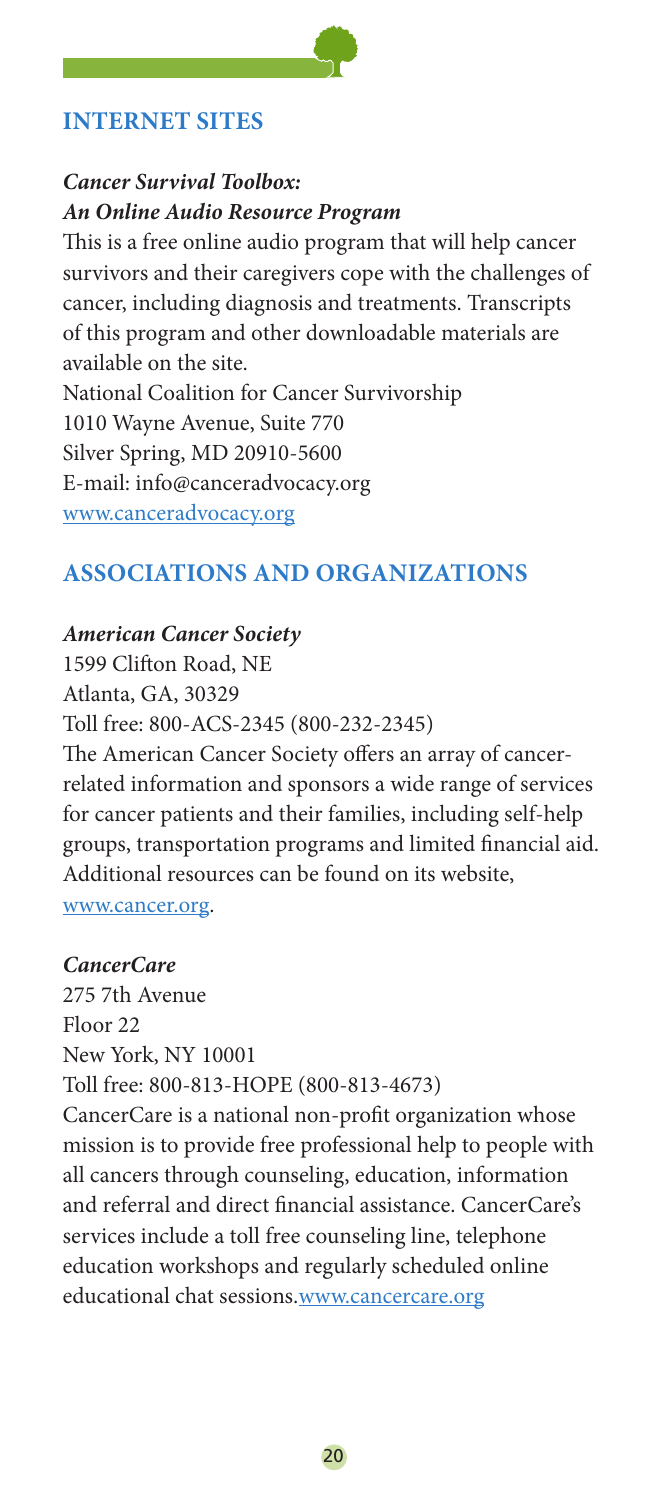## INTERNET SITES

***Cancer Survival Toolbox: An Online Audio Resource Program***

This is a free online audio program that will help cancer survivors and their caregivers cope with the challenges of cancer, including diagnosis and treatments. Transcripts of this program and other downloadable materials are available on the site.
National Coalition for Cancer Survivorship
1010 Wayne Avenue, Suite 770
Silver Spring, MD 20910-5600
E-mail: info@canceradvocacy.org
www.canceradvocacy.org

## ASSOCIATIONS AND ORGANIZATIONS

***American Cancer Society***

1599 Clifton Road, NE
Atlanta, GA, 30329
Toll free: 800-ACS-2345 (800-232-2345)
The American Cancer Society offers an array of cancer-related information and sponsors a wide range of services for cancer patients and their families, including self-help groups, transportation programs and limited financial aid. Additional resources can be found on its website, www.cancer.org.

***CancerCare***

275 7th Avenue
Floor 22
New York, NY 10001
Toll free: 800-813-HOPE (800-813-4673)
CancerCare is a national non-profit organization whose mission is to provide free professional help to people with all cancers through counseling, education, information and referral and direct financial assistance. CancerCare's services include a toll free counseling line, telephone education workshops and regularly scheduled online educational chat sessions.www.cancercare.org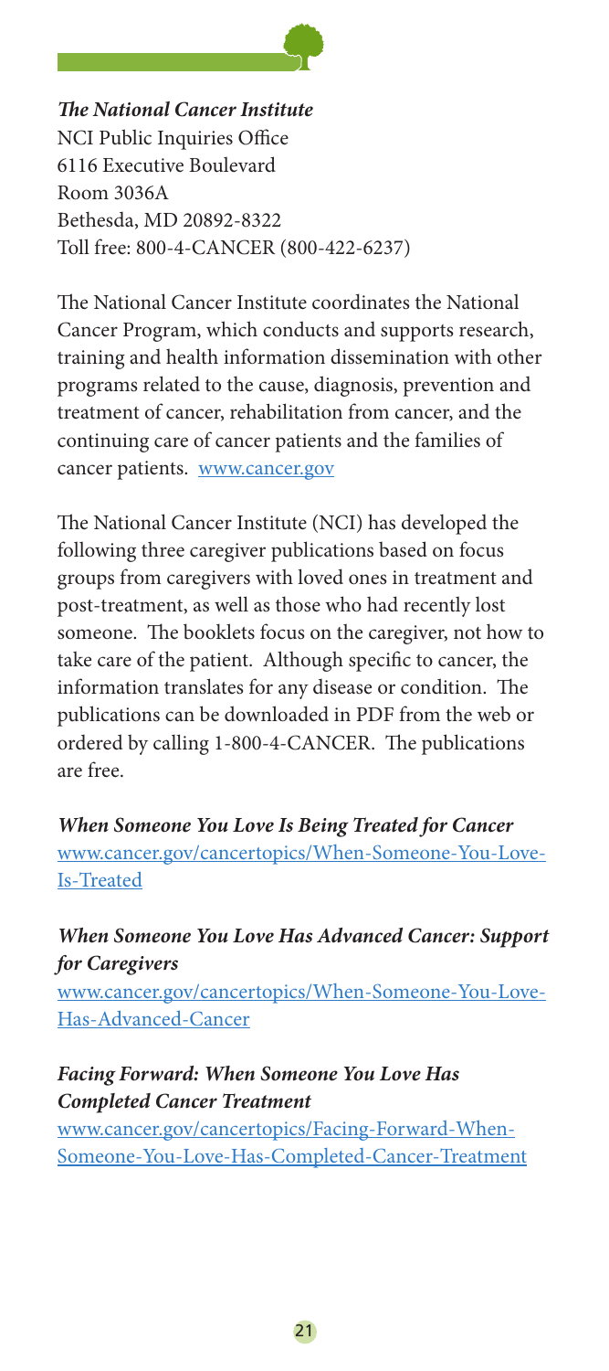***The National Cancer Institute***
NCI Public Inquiries Office
6116 Executive Boulevard
Room 3036A
Bethesda, MD 20892-8322
Toll free: 800-4-CANCER (800-422-6237)

The National Cancer Institute coordinates the National Cancer Program, which conducts and supports research, training and health information dissemination with other programs related to the cause, diagnosis, prevention and treatment of cancer, rehabilitation from cancer, and the continuing care of cancer patients and the families of cancer patients. www.cancer.gov

The National Cancer Institute (NCI) has developed the following three caregiver publications based on focus groups from caregivers with loved ones in treatment and post-treatment, as well as those who had recently lost someone. The booklets focus on the caregiver, not how to take care of the patient. Although specific to cancer, the information translates for any disease or condition. The publications can be downloaded in PDF from the web or ordered by calling 1-800-4-CANCER. The publications are free.

***When Someone You Love Is Being Treated for Cancer***
www.cancer.gov/cancertopics/When-Someone-You-Love-Is-Treated

***When Someone You Love Has Advanced Cancer: Support for Caregivers***
www.cancer.gov/cancertopics/When-Someone-You-Love-Has-Advanced-Cancer

***Facing Forward: When Someone You Love Has Completed Cancer Treatment***
www.cancer.gov/cancertopics/Facing-Forward-When-Someone-You-Love-Has-Completed-Cancer-Treatment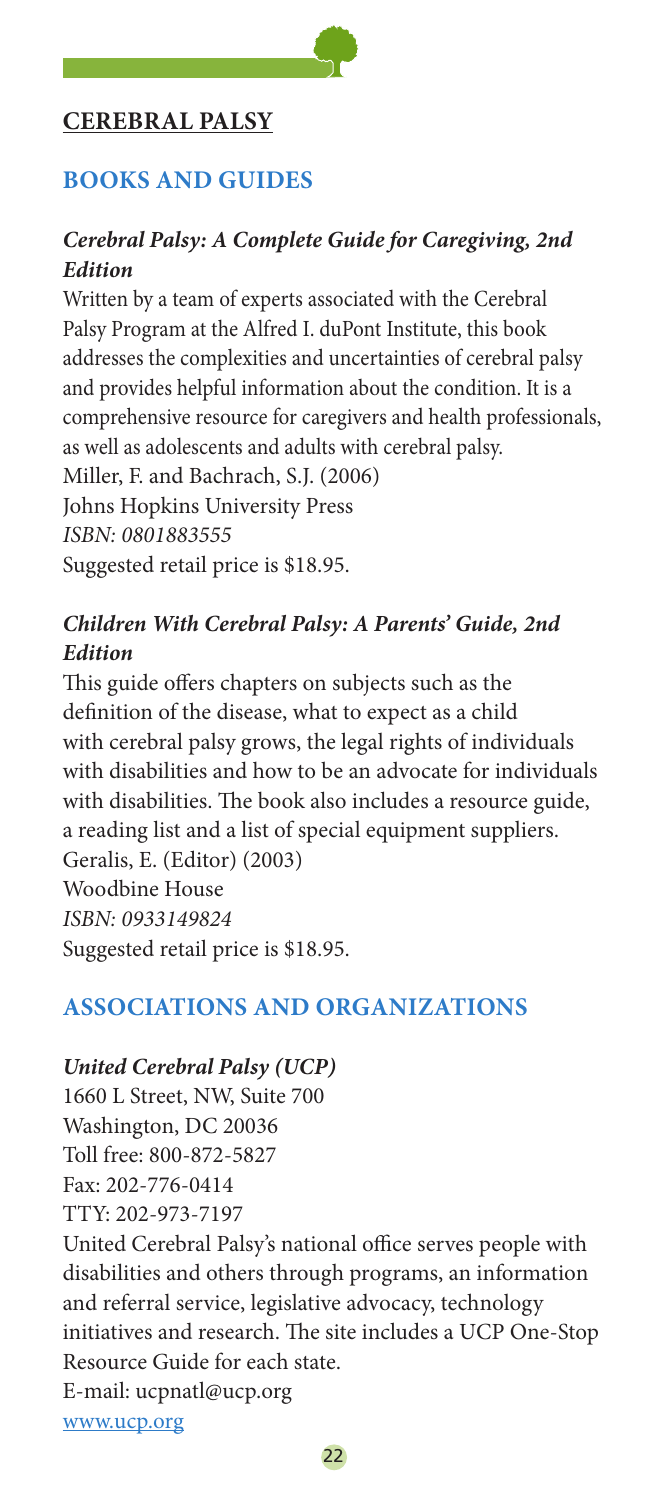## CEREBRAL PALSY

### BOOKS AND GUIDES

#### *Cerebral Palsy: A Complete Guide for Caregiving, 2nd Edition*

Written by a team of experts associated with the Cerebral Palsy Program at the Alfred I. duPont Institute, this book addresses the complexities and uncertainties of cerebral palsy and provides helpful information about the condition. It is a comprehensive resource for caregivers and health professionals, as well as adolescents and adults with cerebral palsy.
Miller, F. and Bachrach, S.J. (2006)
Johns Hopkins University Press
*ISBN: 0801883555*
Suggested retail price is $18.95.

#### *Children With Cerebral Palsy: A Parents' Guide, 2nd Edition*

This guide offers chapters on subjects such as the definition of the disease, what to expect as a child with cerebral palsy grows, the legal rights of individuals with disabilities and how to be an advocate for individuals with disabilities. The book also includes a resource guide, a reading list and a list of special equipment suppliers.
Geralis, E. (Editor) (2003)
Woodbine House
*ISBN: 0933149824*
Suggested retail price is $18.95.

### ASSOCIATIONS AND ORGANIZATIONS

#### *United Cerebral Palsy (UCP)*

1660 L Street, NW, Suite 700
Washington, DC 20036
Toll free: 800-872-5827
Fax: 202-776-0414
TTY: 202-973-7197
United Cerebral Palsy's national office serves people with disabilities and others through programs, an information and referral service, legislative advocacy, technology initiatives and research. The site includes a UCP One-Stop Resource Guide for each state.
E-mail: ucpnatl@ucp.org
www.ucp.org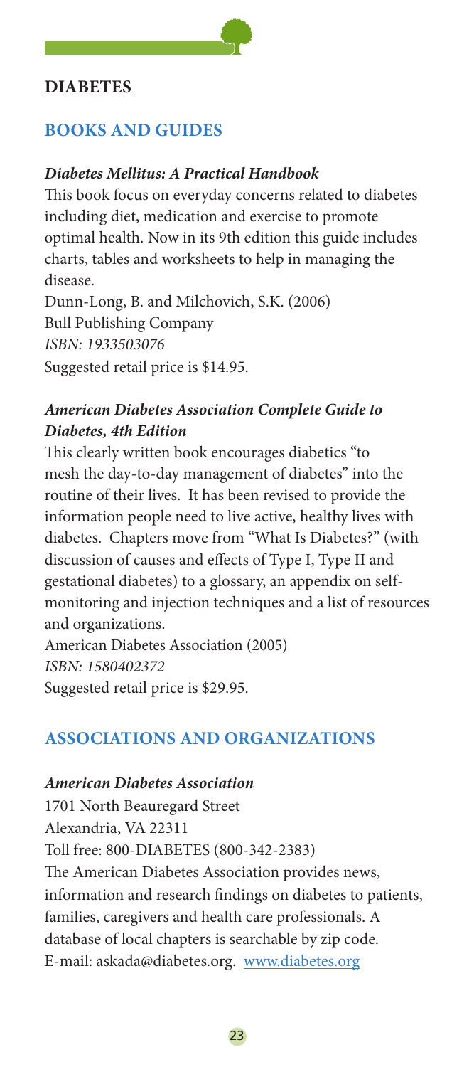## DIABETES

### BOOKS AND GUIDES

***Diabetes Mellitus: A Practical Handbook***

This book focus on everyday concerns related to diabetes including diet, medication and exercise to promote optimal health. Now in its 9th edition this guide includes charts, tables and worksheets to help in managing the disease.

Dunn-Long, B. and Milchovich, S.K. (2006)
Bull Publishing Company
*ISBN: 1933503076*
Suggested retail price is $14.95.

***American Diabetes Association Complete Guide to Diabetes, 4th Edition***

This clearly written book encourages diabetics "to mesh the day-to-day management of diabetes" into the routine of their lives. It has been revised to provide the information people need to live active, healthy lives with diabetes. Chapters move from "What Is Diabetes?" (with discussion of causes and effects of Type I, Type II and gestational diabetes) to a glossary, an appendix on self-monitoring and injection techniques and a list of resources and organizations.

American Diabetes Association (2005)
*ISBN: 1580402372*
Suggested retail price is $29.95.

### ASSOCIATIONS AND ORGANIZATIONS

***American Diabetes Association***

1701 North Beauregard Street
Alexandria, VA 22311
Toll free: 800-DIABETES (800-342-2383)
The American Diabetes Association provides news, information and research findings on diabetes to patients, families, caregivers and health care professionals. A database of local chapters is searchable by zip code.
E-mail: askada@diabetes.org. www.diabetes.org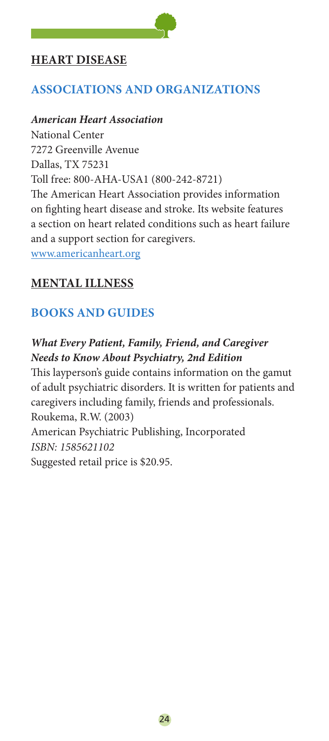## HEART DISEASE

### ASSOCIATIONS AND ORGANIZATIONS

***American Heart Association***

National Center
7272 Greenville Avenue
Dallas, TX 75231
Toll free: 800-AHA-USA1 (800-242-8721)
The American Heart Association provides information on fighting heart disease and stroke. Its website features a section on heart related conditions such as heart failure and a support section for caregivers.
www.americanheart.org

## MENTAL ILLNESS

### BOOKS AND GUIDES

***What Every Patient, Family, Friend, and Caregiver Needs to Know About Psychiatry, 2nd Edition***

This layperson's guide contains information on the gamut of adult psychiatric disorders. It is written for patients and caregivers including family, friends and professionals.
Roukema, R.W. (2003)
American Psychiatric Publishing, Incorporated
*ISBN: 1585621102*
Suggested retail price is $20.95.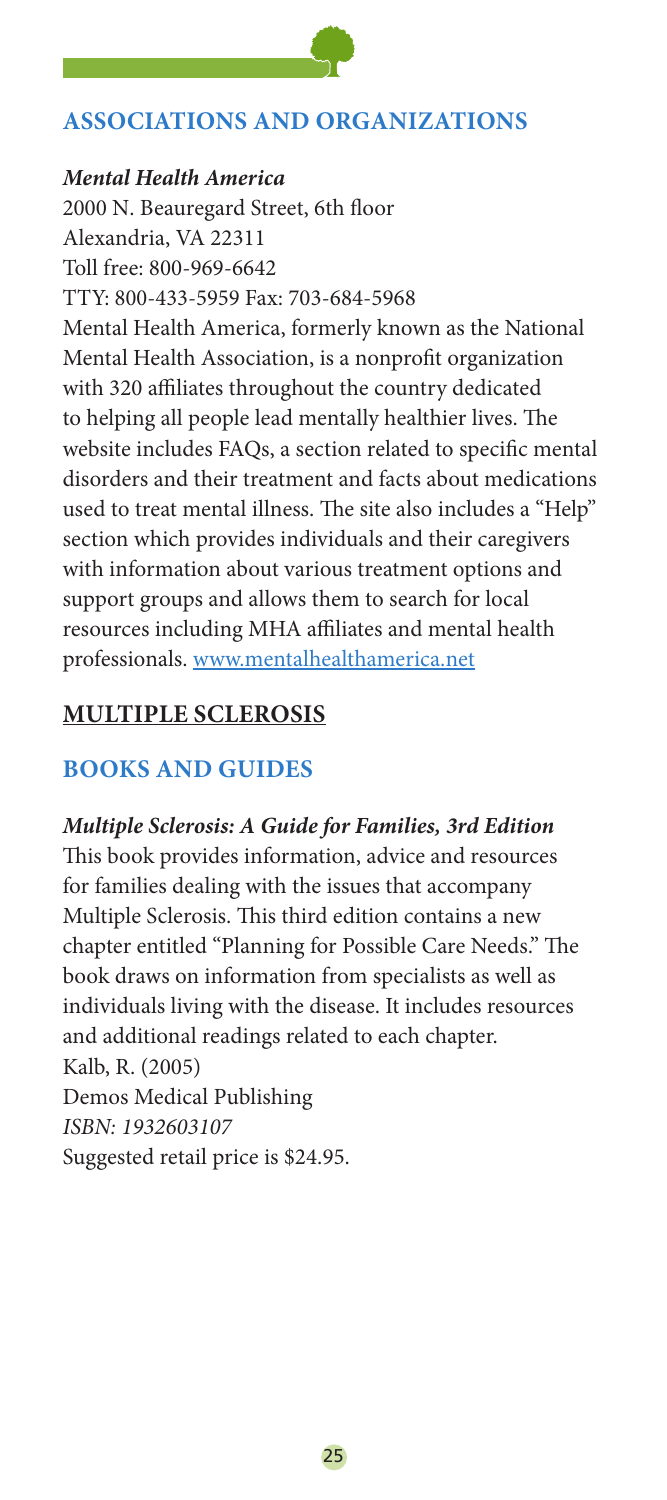## ASSOCIATIONS AND ORGANIZATIONS

***Mental Health America***
2000 N. Beauregard Street, 6th floor
Alexandria, VA 22311
Toll free: 800-969-6642
TTY: 800-433-5959 Fax: 703-684-5968
Mental Health America, formerly known as the National Mental Health Association, is a nonprofit organization with 320 affiliates throughout the country dedicated to helping all people lead mentally healthier lives. The website includes FAQs, a section related to specific mental disorders and their treatment and facts about medications used to treat mental illness. The site also includes a "Help" section which provides individuals and their caregivers with information about various treatment options and support groups and allows them to search for local resources including MHA affiliates and mental health professionals. www.mentalhealthamerica.net

# MULTIPLE SCLEROSIS

## BOOKS AND GUIDES

***Multiple Sclerosis: A Guide for Families, 3rd Edition***
This book provides information, advice and resources for families dealing with the issues that accompany Multiple Sclerosis. This third edition contains a new chapter entitled "Planning for Possible Care Needs." The book draws on information from specialists as well as individuals living with the disease. It includes resources and additional readings related to each chapter.
Kalb, R. (2005)
Demos Medical Publishing
*ISBN: 1932603107*
Suggested retail price is $24.95.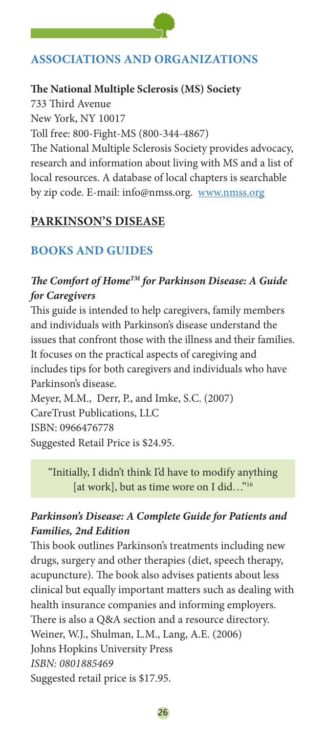## ASSOCIATIONS AND ORGANIZATIONS

**The National Multiple Sclerosis (MS) Society**
733 Third Avenue
New York, NY 10017
Toll free: 800-Fight-MS (800-344-4867)
The National Multiple Sclerosis Society provides advocacy, research and information about living with MS and a list of local resources. A database of local chapters is searchable by zip code. E-mail: info@nmss.org. www.nmss.org

# PARKINSON'S DISEASE

## BOOKS AND GUIDES

### *The Comfort of Home™ for Parkinson Disease: A Guide for Caregivers*

This guide is intended to help caregivers, family members and individuals with Parkinson's disease understand the issues that confront those with the illness and their families. It focuses on the practical aspects of caregiving and includes tips for both caregivers and individuals who have Parkinson's disease.
Meyer, M.M., Derr, P., and Imke, S.C. (2007)
CareTrust Publications, LLC
ISBN: 0966476778
Suggested Retail Price is $24.95.

> "Initially, I didn't think I'd have to modify anything [at work], but as time wore on I did…"[16]

### *Parkinson's Disease: A Complete Guide for Patients and Families, 2nd Edition*

This book outlines Parkinson's treatments including new drugs, surgery and other therapies (diet, speech therapy, acupuncture). The book also advises patients about less clinical but equally important matters such as dealing with health insurance companies and informing employers. There is also a Q&A section and a resource directory.
Weiner, W.J., Shulman, L.M., Lang, A.E. (2006)
Johns Hopkins University Press
*ISBN: 0801885469*
Suggested retail price is $17.95.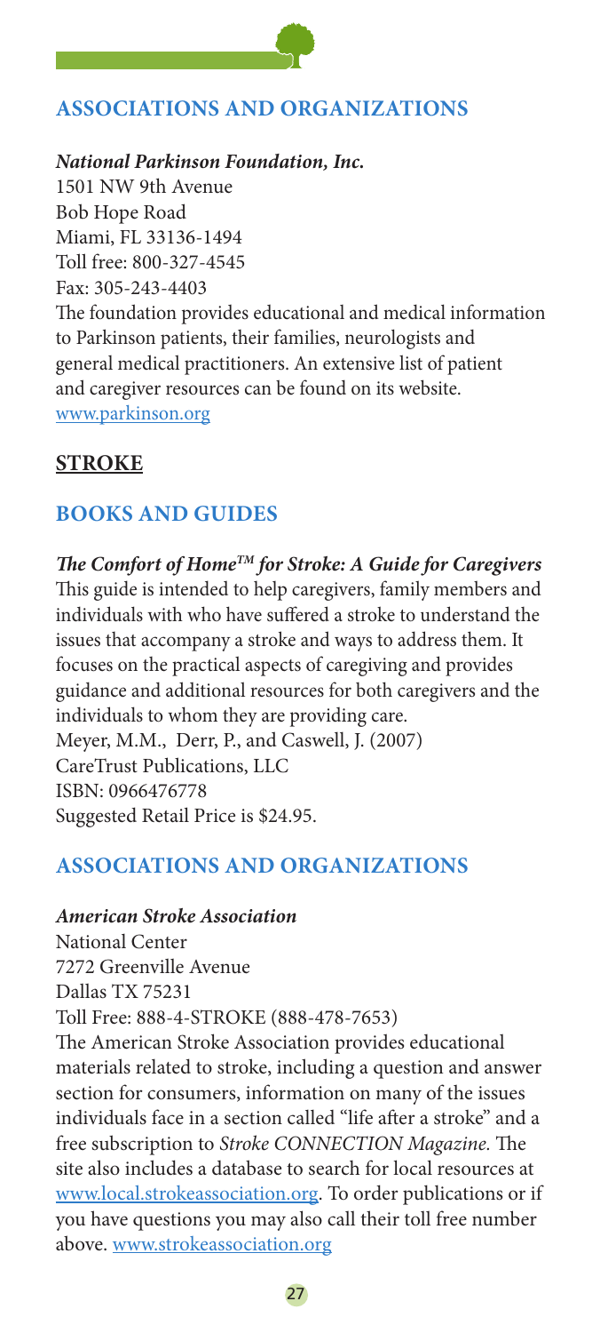## ASSOCIATIONS AND ORGANIZATIONS

***National Parkinson Foundation, Inc.***
1501 NW 9th Avenue
Bob Hope Road
Miami, FL 33136-1494
Toll free: 800-327-4545
Fax: 305-243-4403
The foundation provides educational and medical information to Parkinson patients, their families, neurologists and general medical practitioners. An extensive list of patient and caregiver resources can be found on its website.
www.parkinson.org

## STROKE

## BOOKS AND GUIDES

***The Comfort of Home™ for Stroke: A Guide for Caregivers***
This guide is intended to help caregivers, family members and individuals with who have suffered a stroke to understand the issues that accompany a stroke and ways to address them. It focuses on the practical aspects of caregiving and provides guidance and additional resources for both caregivers and the individuals to whom they are providing care.
Meyer, M.M., Derr, P., and Caswell, J. (2007)
CareTrust Publications, LLC
ISBN: 0966476778
Suggested Retail Price is $24.95.

## ASSOCIATIONS AND ORGANIZATIONS

***American Stroke Association***
National Center
7272 Greenville Avenue
Dallas TX 75231
Toll Free: 888-4-STROKE (888-478-7653)
The American Stroke Association provides educational materials related to stroke, including a question and answer section for consumers, information on many of the issues individuals face in a section called "life after a stroke" and a free subscription to *Stroke CONNECTION Magazine.* The site also includes a database to search for local resources at www.local.strokeassociation.org. To order publications or if you have questions you may also call their toll free number above. www.strokeassociation.org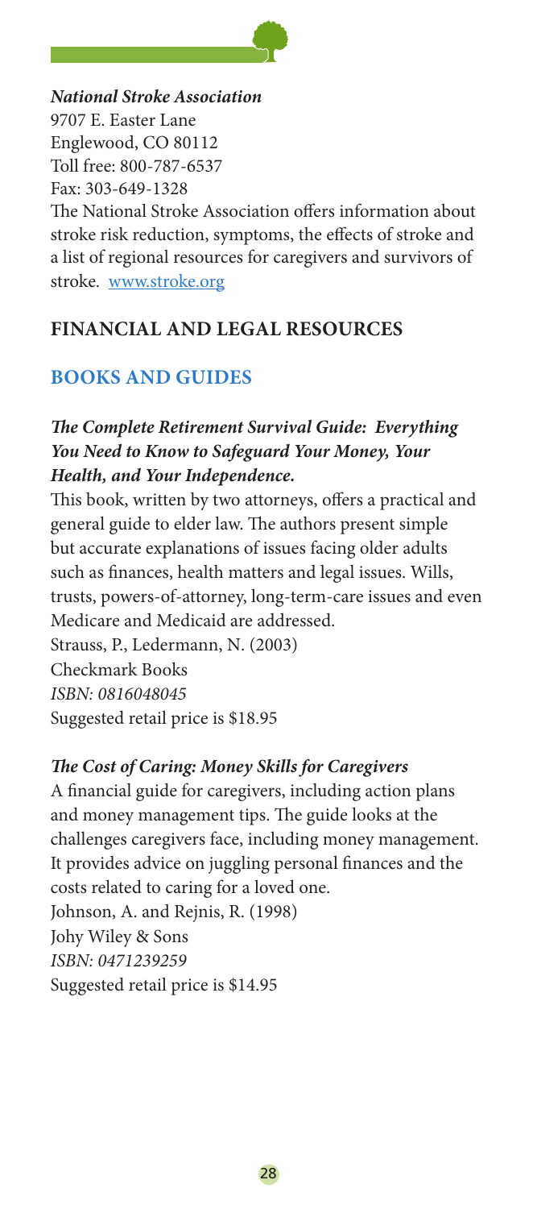***National Stroke Association***
9707 E. Easter Lane
Englewood, CO 80112
Toll free: 800-787-6537
Fax: 303-649-1328
The National Stroke Association offers information about stroke risk reduction, symptoms, the effects of stroke and a list of regional resources for caregivers and survivors of stroke. www.stroke.org

## FINANCIAL AND LEGAL RESOURCES

### BOOKS AND GUIDES

***The Complete Retirement Survival Guide: Everything You Need to Know to Safeguard Your Money, Your Health, and Your Independence.***

This book, written by two attorneys, offers a practical and general guide to elder law. The authors present simple but accurate explanations of issues facing older adults such as finances, health matters and legal issues. Wills, trusts, powers-of-attorney, long-term-care issues and even Medicare and Medicaid are addressed.
Strauss, P., Ledermann, N. (2003)
Checkmark Books
*ISBN: 0816048045*
Suggested retail price is $18.95

***The Cost of Caring: Money Skills for Caregivers***

A financial guide for caregivers, including action plans and money management tips. The guide looks at the challenges caregivers face, including money management. It provides advice on juggling personal finances and the costs related to caring for a loved one.
Johnson, A. and Rejnis, R. (1998)
Johy Wiley & Sons
*ISBN: 0471239259*
Suggested retail price is $14.95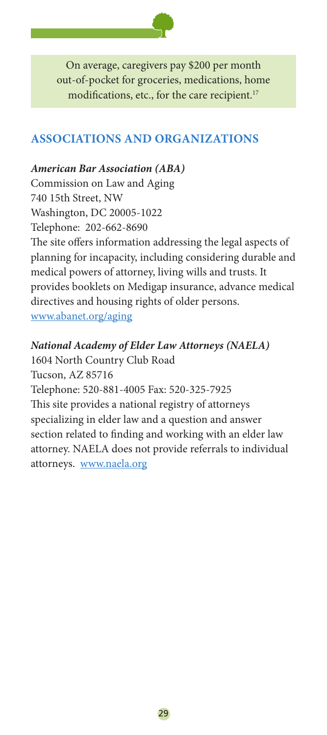On average, caregivers pay $200 per month out-of-pocket for groceries, medications, home modifications, etc., for the care recipient.[17]

## ASSOCIATIONS AND ORGANIZATIONS

***American Bar Association (ABA)***

Commission on Law and Aging
740 15th Street, NW
Washington, DC 20005-1022
Telephone: 202-662-8690

The site offers information addressing the legal aspects of planning for incapacity, including considering durable and medical powers of attorney, living wills and trusts. It provides booklets on Medigap insurance, advance medical directives and housing rights of older persons.
www.abanet.org/aging

***National Academy of Elder Law Attorneys (NAELA)***

1604 North Country Club Road
Tucson, AZ 85716
Telephone: 520-881-4005 Fax: 520-325-7925

This site provides a national registry of attorneys specializing in elder law and a question and answer section related to finding and working with an elder law attorney. NAELA does not provide referrals to individual attorneys. www.naela.org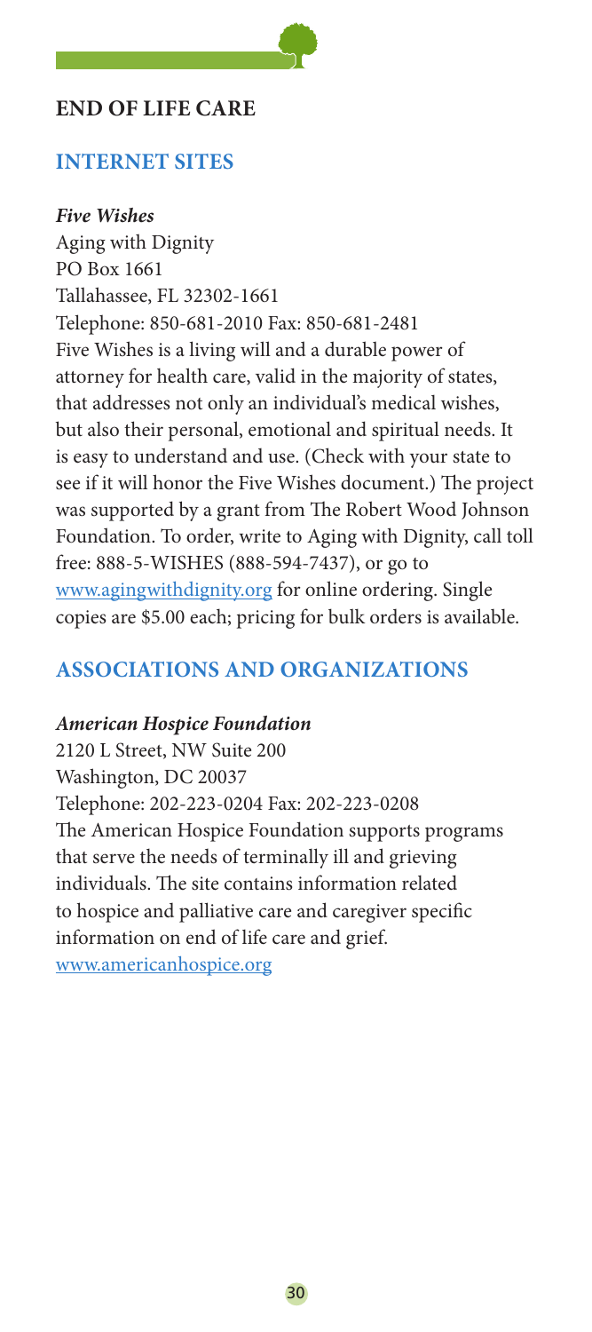## END OF LIFE CARE

### INTERNET SITES

***Five Wishes***

Aging with Dignity
PO Box 1661
Tallahassee, FL 32302-1661
Telephone: 850-681-2010 Fax: 850-681-2481

Five Wishes is a living will and a durable power of attorney for health care, valid in the majority of states, that addresses not only an individual's medical wishes, but also their personal, emotional and spiritual needs. It is easy to understand and use. (Check with your state to see if it will honor the Five Wishes document.) The project was supported by a grant from The Robert Wood Johnson Foundation. To order, write to Aging with Dignity, call toll free: 888-5-WISHES (888-594-7437), or go to www.agingwithdignity.org for online ordering. Single copies are $5.00 each; pricing for bulk orders is available.

### ASSOCIATIONS AND ORGANIZATIONS

***American Hospice Foundation***

2120 L Street, NW Suite 200
Washington, DC 20037
Telephone: 202-223-0204 Fax: 202-223-0208

The American Hospice Foundation supports programs that serve the needs of terminally ill and grieving individuals. The site contains information related to hospice and palliative care and caregiver specific information on end of life care and grief.
www.americanhospice.org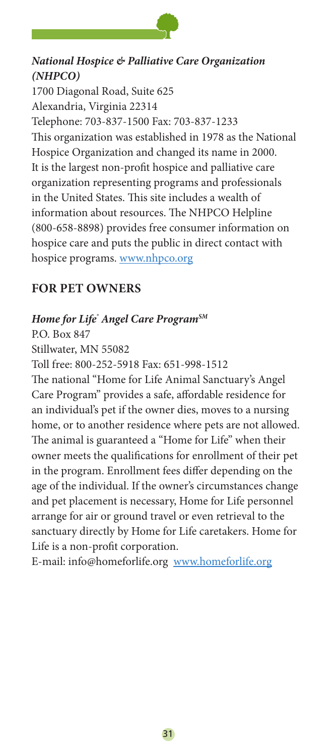***National Hospice & Palliative Care Organization (NHPCO)***

1700 Diagonal Road, Suite 625
Alexandria, Virginia 22314
Telephone: 703-837-1500 Fax: 703-837-1233
This organization was established in 1978 as the National Hospice Organization and changed its name in 2000. It is the largest non-profit hospice and palliative care organization representing programs and professionals in the United States. This site includes a wealth of information about resources. The NHPCO Helpline (800-658-8898) provides free consumer information on hospice care and puts the public in direct contact with hospice programs. www.nhpco.org

## FOR PET OWNERS

***Home for Life® Angel Care Program℠***

P.O. Box 847
Stillwater, MN 55082
Toll free: 800-252-5918 Fax: 651-998-1512
The national "Home for Life Animal Sanctuary's Angel Care Program" provides a safe, affordable residence for an individual's pet if the owner dies, moves to a nursing home, or to another residence where pets are not allowed. The animal is guaranteed a "Home for Life" when their owner meets the qualifications for enrollment of their pet in the program. Enrollment fees differ depending on the age of the individual. If the owner's circumstances change and pet placement is necessary, Home for Life personnel arrange for air or ground travel or even retrieval to the sanctuary directly by Home for Life caretakers. Home for Life is a non-profit corporation.
E-mail: info@homeforlife.org www.homeforlife.org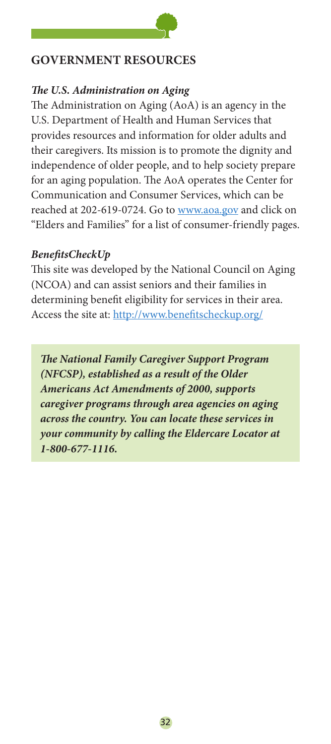## GOVERNMENT RESOURCES

***The U.S. Administration on Aging***

The Administration on Aging (AoA) is an agency in the U.S. Department of Health and Human Services that provides resources and information for older adults and their caregivers. Its mission is to promote the dignity and independence of older people, and to help society prepare for an aging population. The AoA operates the Center for Communication and Consumer Services, which can be reached at 202-619-0724. Go to [www.aoa.gov](http://www.aoa.gov) and click on "Elders and Families" for a list of consumer-friendly pages.

***BenefitsCheckUp***

This site was developed by the National Council on Aging (NCOA) and can assist seniors and their families in determining benefit eligibility for services in their area. Access the site at: [http://www.benefitscheckup.org/](http://www.benefitscheckup.org/)

***The National Family Caregiver Support Program (NFCSP), established as a result of the Older Americans Act Amendments of 2000, supports caregiver programs through area agencies on aging across the country. You can locate these services in your community by calling the Eldercare Locator at 1-800-677-1116.***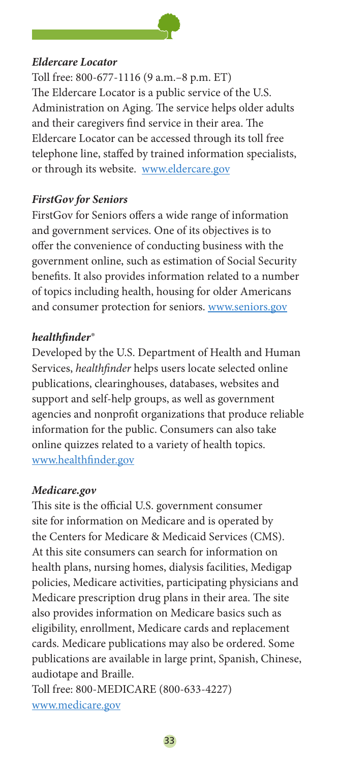***Eldercare Locator***

Toll free: 800-677-1116 (9 a.m.–8 p.m. ET)
The Eldercare Locator is a public service of the U.S. Administration on Aging. The service helps older adults and their caregivers find service in their area. The Eldercare Locator can be accessed through its toll free telephone line, staffed by trained information specialists, or through its website. www.eldercare.gov

***FirstGov for Seniors***

FirstGov for Seniors offers a wide range of information and government services. One of its objectives is to offer the convenience of conducting business with the government online, such as estimation of Social Security benefits. It also provides information related to a number of topics including health, housing for older Americans and consumer protection for seniors. www.seniors.gov

***healthfinder®***

Developed by the U.S. Department of Health and Human Services, *healthfinder* helps users locate selected online publications, clearinghouses, databases, websites and support and self-help groups, as well as government agencies and nonprofit organizations that produce reliable information for the public. Consumers can also take online quizzes related to a variety of health topics. www.healthfinder.gov

***Medicare.gov***

This site is the official U.S. government consumer site for information on Medicare and is operated by the Centers for Medicare & Medicaid Services (CMS). At this site consumers can search for information on health plans, nursing homes, dialysis facilities, Medigap policies, Medicare activities, participating physicians and Medicare prescription drug plans in their area. The site also provides information on Medicare basics such as eligibility, enrollment, Medicare cards and replacement cards. Medicare publications may also be ordered. Some publications are available in large print, Spanish, Chinese, audiotape and Braille.
Toll free: 800-MEDICARE (800-633-4227)
www.medicare.gov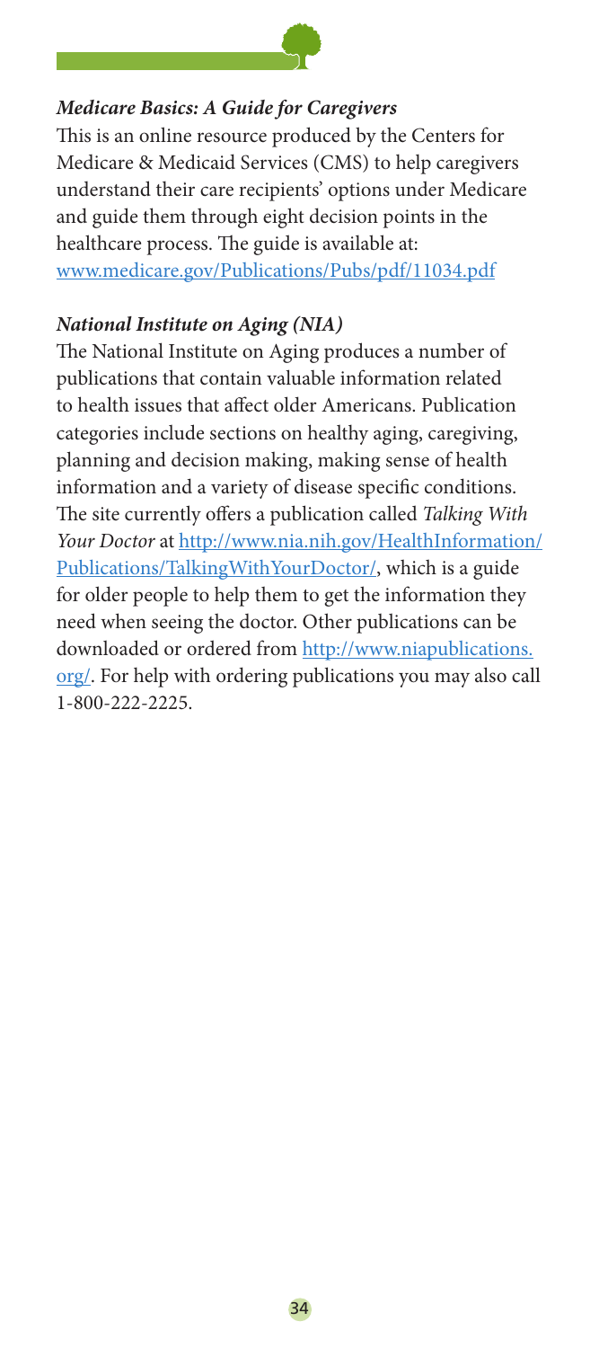***Medicare Basics: A Guide for Caregivers***

This is an online resource produced by the Centers for Medicare & Medicaid Services (CMS) to help caregivers understand their care recipients' options under Medicare and guide them through eight decision points in the healthcare process. The guide is available at: www.medicare.gov/Publications/Pubs/pdf/11034.pdf

***National Institute on Aging (NIA)***

The National Institute on Aging produces a number of publications that contain valuable information related to health issues that affect older Americans. Publication categories include sections on healthy aging, caregiving, planning and decision making, making sense of health information and a variety of disease specific conditions. The site currently offers a publication called *Talking With Your Doctor* at http://www.nia.nih.gov/HealthInformation/Publications/TalkingWithYourDoctor/, which is a guide for older people to help them to get the information they need when seeing the doctor. Other publications can be downloaded or ordered from http://www.niapublications.org/. For help with ordering publications you may also call 1-800-222-2225.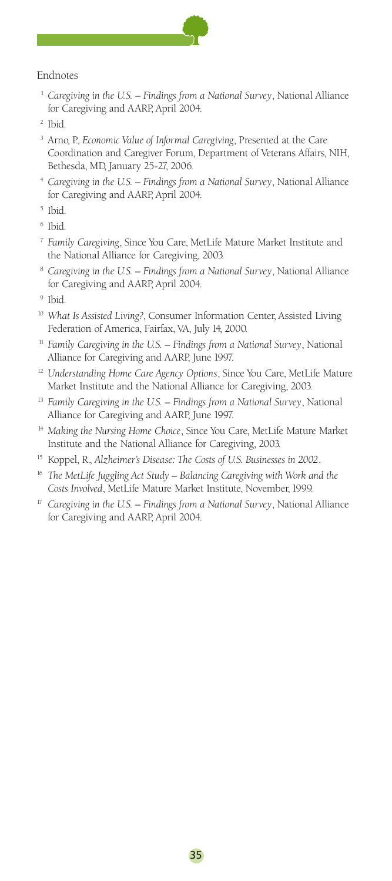Endnotes

[1] *Caregiving in the U.S. – Findings from a National Survey*, National Alliance for Caregiving and AARP, April 2004.

[2] Ibid.

[3] Arno, P., *Economic Value of Informal Caregiving*, Presented at the Care Coordination and Caregiver Forum, Department of Veterans Affairs, NIH, Bethesda, MD, January 25-27, 2006.

[4] *Caregiving in the U.S. – Findings from a National Survey*, National Alliance for Caregiving and AARP, April 2004.

[5] Ibid.

[6] Ibid.

[7] *Family Caregiving*, Since You Care, MetLife Mature Market Institute and the National Alliance for Caregiving, 2003.

[8] *Caregiving in the U.S. – Findings from a National Survey*, National Alliance for Caregiving and AARP, April 2004.

[9] Ibid.

[10] *What Is Assisted Living?*, Consumer Information Center, Assisted Living Federation of America, Fairfax, VA, July 14, 2000.

[11] *Family Caregiving in the U.S. – Findings from a National Survey*, National Alliance for Caregiving and AARP, June 1997.

[12] *Understanding Home Care Agency Options*, Since You Care, MetLife Mature Market Institute and the National Alliance for Caregiving, 2003.

[13] *Family Caregiving in the U.S. – Findings from a National Survey*, National Alliance for Caregiving and AARP, June 1997.

[14] *Making the Nursing Home Choice*, Since You Care, MetLife Mature Market Institute and the National Alliance for Caregiving, 2003.

[15] Koppel, R., *Alzheimer's Disease: The Costs of U.S. Businesses in 2002*.

[16] *The MetLife Juggling Act Study – Balancing Caregiving with Work and the Costs Involved*, MetLife Mature Market Institute, November, 1999.

[17] *Caregiving in the U.S. – Findings from a National Survey*, National Alliance for Caregiving and AARP, April 2004.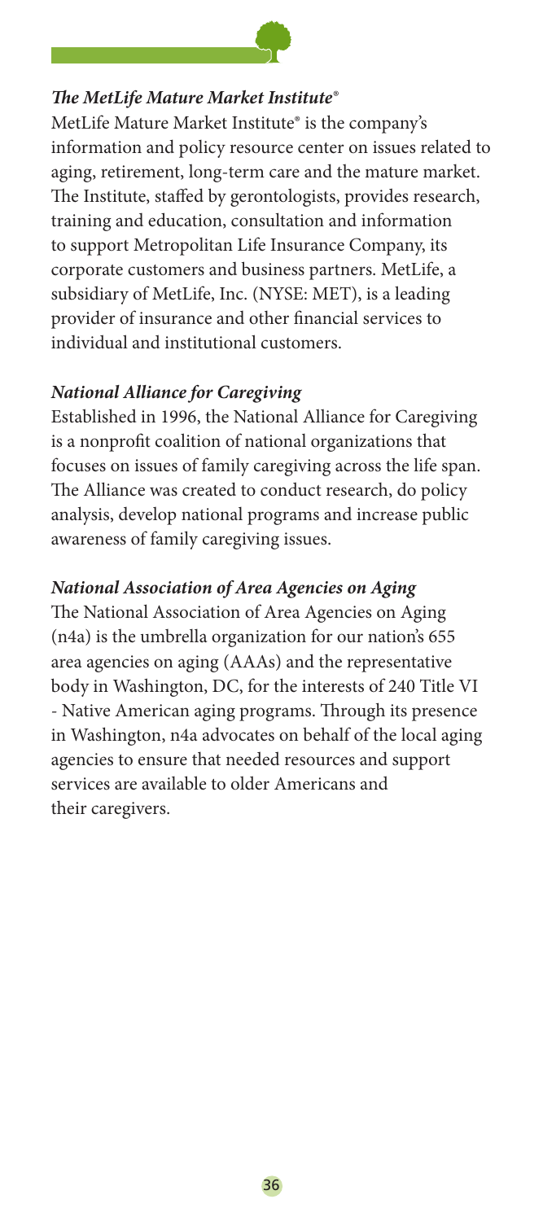***The MetLife Mature Market Institute®***

MetLife Mature Market Institute® is the company's information and policy resource center on issues related to aging, retirement, long-term care and the mature market. The Institute, staffed by gerontologists, provides research, training and education, consultation and information to support Metropolitan Life Insurance Company, its corporate customers and business partners. MetLife, a subsidiary of MetLife, Inc. (NYSE: MET), is a leading provider of insurance and other financial services to individual and institutional customers.

***National Alliance for Caregiving***

Established in 1996, the National Alliance for Caregiving is a nonprofit coalition of national organizations that focuses on issues of family caregiving across the life span. The Alliance was created to conduct research, do policy analysis, develop national programs and increase public awareness of family caregiving issues.

***National Association of Area Agencies on Aging***

The National Association of Area Agencies on Aging (n4a) is the umbrella organization for our nation's 655 area agencies on aging (AAAs) and the representative body in Washington, DC, for the interests of 240 Title VI - Native American aging programs. Through its presence in Washington, n4a advocates on behalf of the local aging agencies to ensure that needed resources and support services are available to older Americans and their caregivers.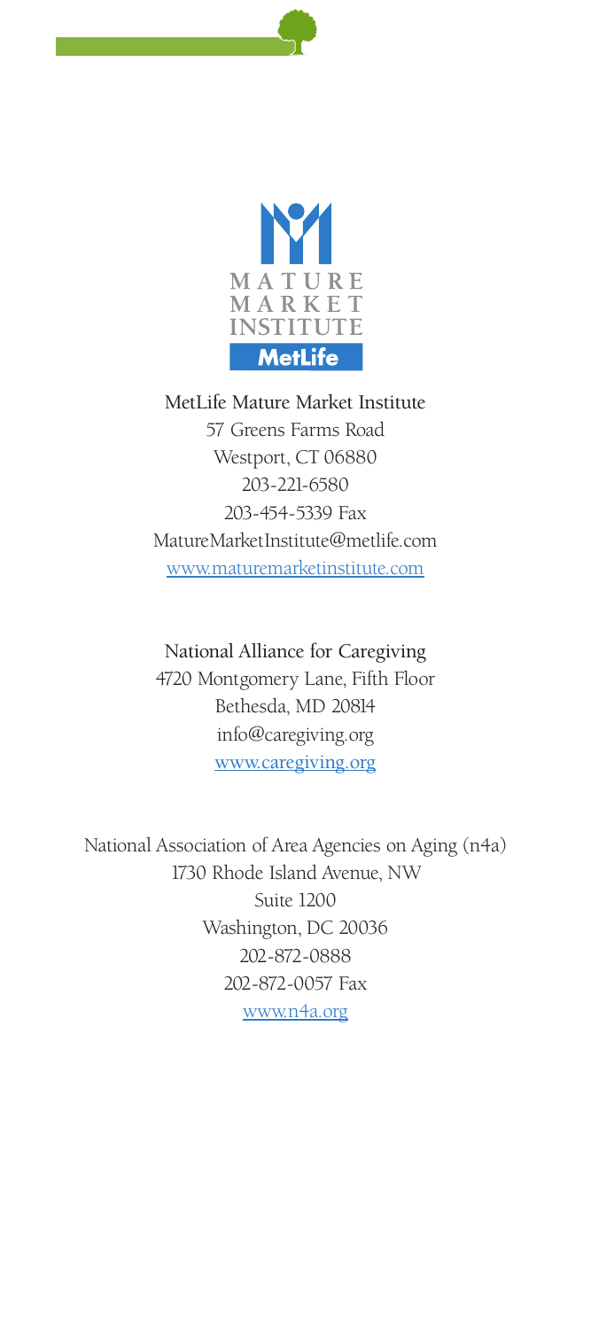MATURE MARKET INSTITUTE

MetLife

MetLife Mature Market Institute
57 Greens Farms Road
Westport, CT 06880
203-221-6580
203-454-5339 Fax
MatureMarketInstitute@metlife.com
www.maturemarketinstitute.com

National Alliance for Caregiving
4720 Montgomery Lane, Fifth Floor
Bethesda, MD 20814
info@caregiving.org
www.caregiving.org

National Association of Area Agencies on Aging (n4a)
1730 Rhode Island Avenue, NW
Suite 1200
Washington, DC 20036
202-872-0888
202-872-0057 Fax
www.n4a.org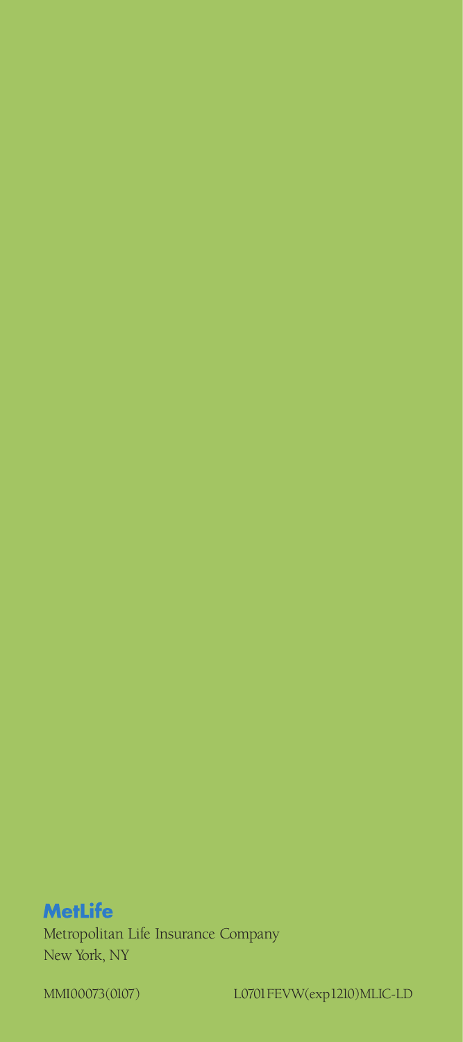**MetLife**

Metropolitan Life Insurance Company
New York, NY

MMI00073(0107)

L0701FEVW(exp1210)MLIC-LD